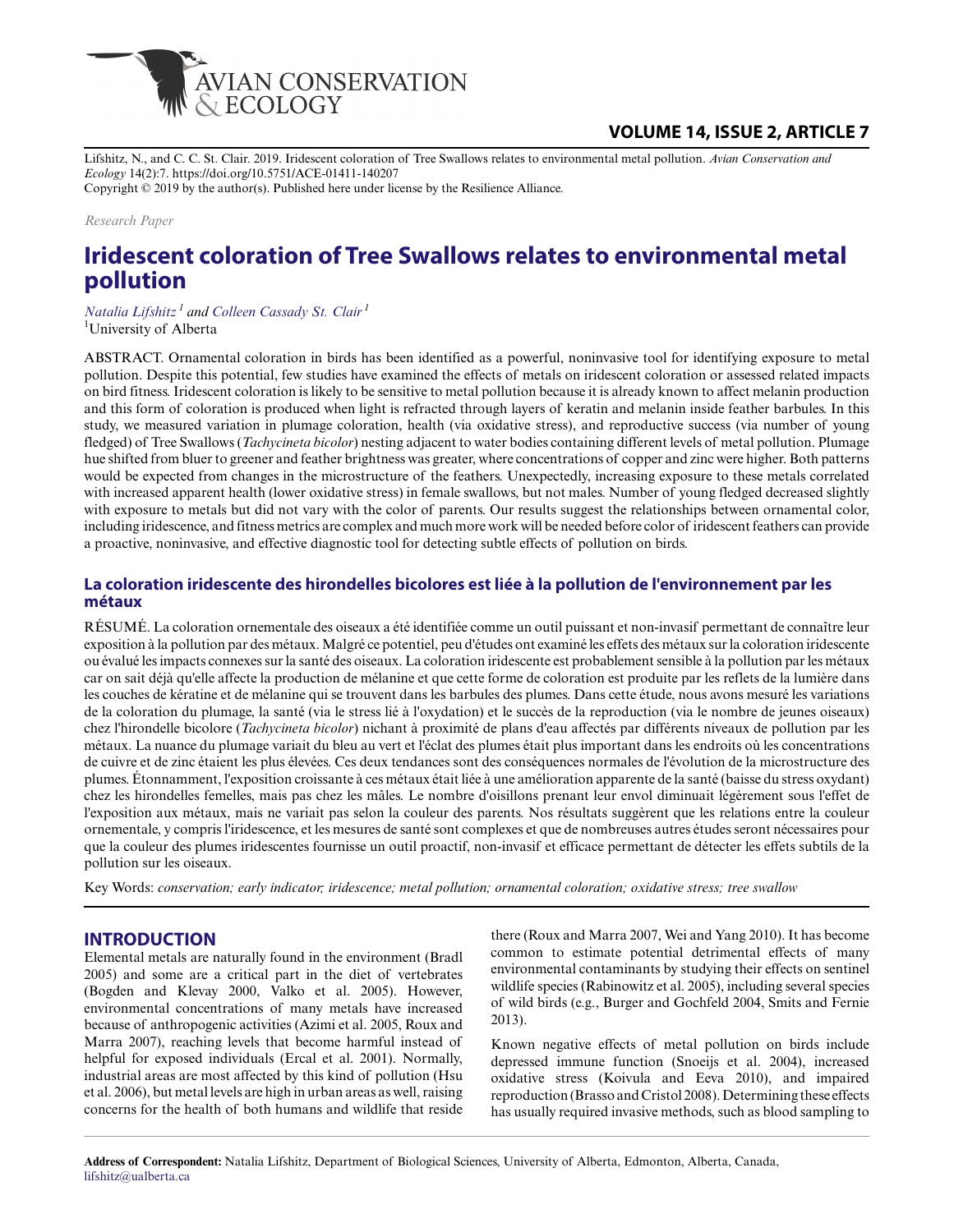Lifshitz, N., and C. C. St. Clair. 2019. Iridescent coloration of Tree Swallows relates to environmental metal pollution. *Avian Conservation and Ecology* 14(2):7. https://doi.org/10.5751/ACE-01411-140207
Copyright © 2019 by the author(s). Published here under license by the Resilience Alliance.

*Research Paper*

# Iridescent coloration of Tree Swallows relates to environmental metal pollution

*Natalia Lifshitz* [1] *and Colleen Cassady St. Clair* [1]
[1]University of Alberta

ABSTRACT. Ornamental coloration in birds has been identified as a powerful, noninvasive tool for identifying exposure to metal pollution. Despite this potential, few studies have examined the effects of metals on iridescent coloration or assessed related impacts on bird fitness. Iridescent coloration is likely to be sensitive to metal pollution because it is already known to affect melanin production and this form of coloration is produced when light is refracted through layers of keratin and melanin inside feather barbules. In this study, we measured variation in plumage coloration, health (via oxidative stress), and reproductive success (via number of young fledged) of Tree Swallows (*Tachycineta bicolor*) nesting adjacent to water bodies containing different levels of metal pollution. Plumage hue shifted from bluer to greener and feather brightness was greater, where concentrations of copper and zinc were higher. Both patterns would be expected from changes in the microstructure of the feathers. Unexpectedly, increasing exposure to these metals correlated with increased apparent health (lower oxidative stress) in female swallows, but not males. Number of young fledged decreased slightly with exposure to metals but did not vary with the color of parents. Our results suggest the relationships between ornamental color, including iridescence, and fitness metrics are complex and much more work will be needed before color of iridescent feathers can provide a proactive, noninvasive, and effective diagnostic tool for detecting subtle effects of pollution on birds.

## La coloration iridescente des hirondelles bicolores est liée à la pollution de l'environnement par les métaux

RÉSUMÉ. La coloration ornementale des oiseaux a été identifiée comme un outil puissant et non-invasif permettant de connaître leur exposition à la pollution par des métaux. Malgré ce potentiel, peu d'études ont examiné les effets des métaux sur la coloration iridescente ou évalué les impacts connexes sur la santé des oiseaux. La coloration iridescente est probablement sensible à la pollution par les métaux car on sait déjà qu'elle affecte la production de mélanine et que cette forme de coloration est produite par les reflets de la lumière dans les couches de kératine et de mélanine qui se trouvent dans les barbules des plumes. Dans cette étude, nous avons mesuré les variations de la coloration du plumage, la santé (via le stress lié à l'oxydation) et le succès de la reproduction (via le nombre de jeunes oiseaux) chez l'hirondelle bicolore (*Tachycineta bicolor*) nichant à proximité de plans d'eau affectés par différents niveaux de pollution par les métaux. La nuance du plumage variait du bleu au vert et l'éclat des plumes était plus important dans les endroits où les concentrations de cuivre et de zinc étaient les plus élevées. Ces deux tendances sont des conséquences normales de l'évolution de la microstructure des plumes. Étonnamment, l'exposition croissante à ces métaux était liée à une amélioration apparente de la santé (baisse du stress oxydant) chez les hirondelles femelles, mais pas chez les mâles. Le nombre d'oisillons prenant leur envol diminuait légèrement sous l'effet de l'exposition aux métaux, mais ne variait pas selon la couleur des parents. Nos résultats suggèrent que les relations entre la couleur ornementale, y compris l'iridescence, et les mesures de santé sont complexes et que de nombreuses autres études seront nécessaires pour que la couleur des plumes iridescentes fournisse un outil proactif, non-invasif et efficace permettant de détecter les effets subtils de la pollution sur les oiseaux.

Key Words: *conservation; early indicator; iridescence; metal pollution; ornamental coloration; oxidative stress; tree swallow*

## INTRODUCTION

Elemental metals are naturally found in the environment (Bradl 2005) and some are a critical part in the diet of vertebrates (Bogden and Klevay 2000, Valko et al. 2005). However, environmental concentrations of many metals have increased because of anthropogenic activities (Azimi et al. 2005, Roux and Marra 2007), reaching levels that become harmful instead of helpful for exposed individuals (Ercal et al. 2001). Normally, industrial areas are most affected by this kind of pollution (Hsu et al. 2006), but metal levels are high in urban areas as well, raising concerns for the health of both humans and wildlife that reside there (Roux and Marra 2007, Wei and Yang 2010). It has become common to estimate potential detrimental effects of many environmental contaminants by studying their effects on sentinel wildlife species (Rabinowitz et al. 2005), including several species of wild birds (e.g., Burger and Gochfeld 2004, Smits and Fernie 2013).

Known negative effects of metal pollution on birds include depressed immune function (Snoeijs et al. 2004), increased oxidative stress (Koivula and Eeva 2010), and impaired reproduction (Brasso and Cristol 2008). Determining these effects has usually required invasive methods, such as blood sampling to

**Address of Correspondent:** Natalia Lifshitz, Department of Biological Sciences, University of Alberta, Edmonton, Alberta, Canada, lifshitz@ualberta.ca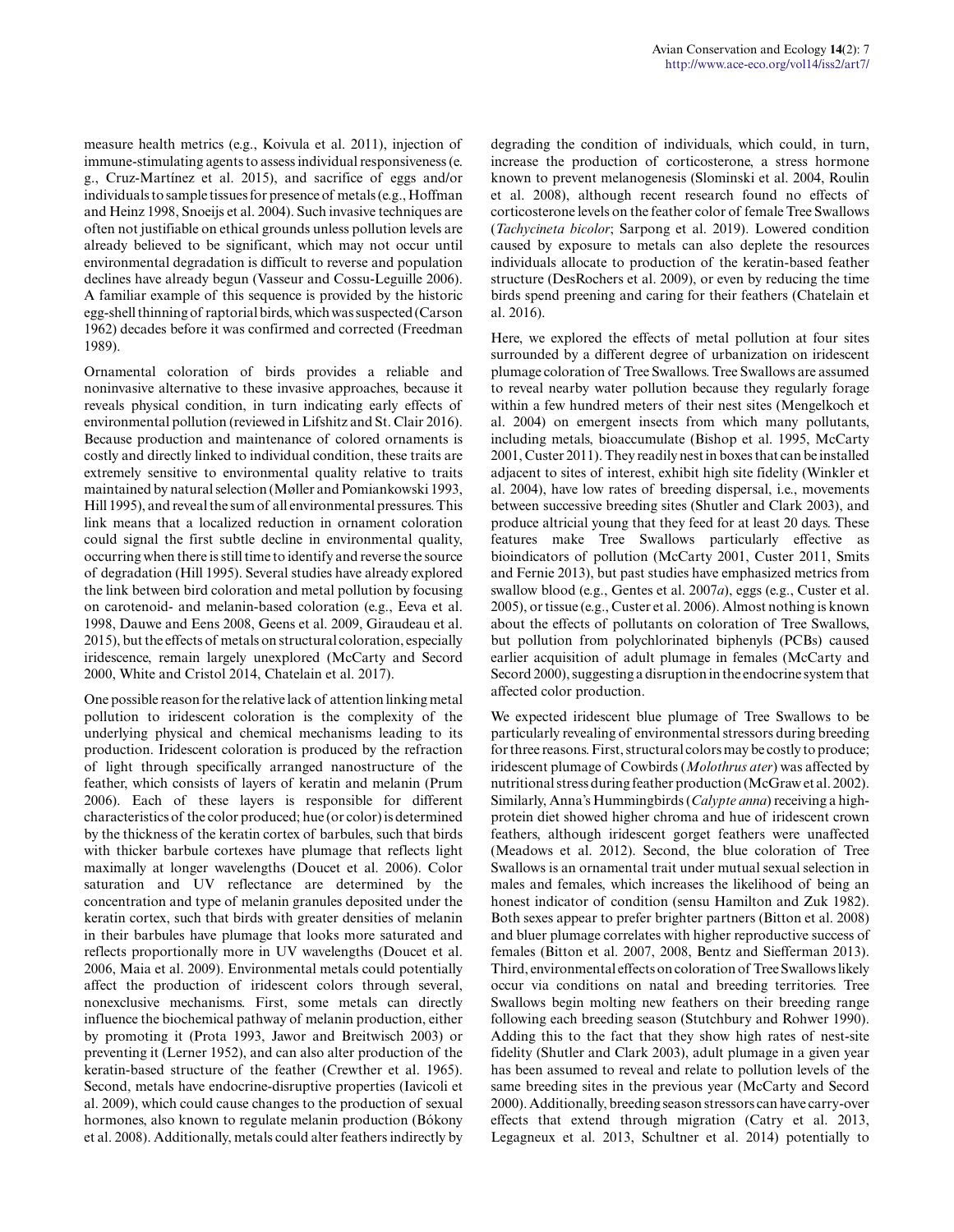measure health metrics (e.g., Koivula et al. 2011), injection of immune-stimulating agents to assess individual responsiveness (e. g., Cruz-Martínez et al. 2015), and sacrifice of eggs and/or individuals to sample tissues for presence of metals (e.g., Hoffman and Heinz 1998, Snoeijs et al. 2004). Such invasive techniques are often not justifiable on ethical grounds unless pollution levels are already believed to be significant, which may not occur until environmental degradation is difficult to reverse and population declines have already begun (Vasseur and Cossu-Leguille 2006). A familiar example of this sequence is provided by the historic egg-shell thinning of raptorial birds, which was suspected (Carson 1962) decades before it was confirmed and corrected (Freedman 1989).

Ornamental coloration of birds provides a reliable and noninvasive alternative to these invasive approaches, because it reveals physical condition, in turn indicating early effects of environmental pollution (reviewed in Lifshitz and St. Clair 2016). Because production and maintenance of colored ornaments is costly and directly linked to individual condition, these traits are extremely sensitive to environmental quality relative to traits maintained by natural selection (Møller and Pomiankowski 1993, Hill 1995), and reveal the sum of all environmental pressures. This link means that a localized reduction in ornament coloration could signal the first subtle decline in environmental quality, occurring when there is still time to identify and reverse the source of degradation (Hill 1995). Several studies have already explored the link between bird coloration and metal pollution by focusing on carotenoid- and melanin-based coloration (e.g., Eeva et al. 1998, Dauwe and Eens 2008, Geens et al. 2009, Giraudeau et al. 2015), but the effects of metals on structural coloration, especially iridescence, remain largely unexplored (McCarty and Secord 2000, White and Cristol 2014, Chatelain et al. 2017).

One possible reason for the relative lack of attention linking metal pollution to iridescent coloration is the complexity of the underlying physical and chemical mechanisms leading to its production. Iridescent coloration is produced by the refraction of light through specifically arranged nanostructure of the feather, which consists of layers of keratin and melanin (Prum 2006). Each of these layers is responsible for different characteristics of the color produced; hue (or color) is determined by the thickness of the keratin cortex of barbules, such that birds with thicker barbule cortexes have plumage that reflects light maximally at longer wavelengths (Doucet et al. 2006). Color saturation and UV reflectance are determined by the concentration and type of melanin granules deposited under the keratin cortex, such that birds with greater densities of melanin in their barbules have plumage that looks more saturated and reflects proportionally more in UV wavelengths (Doucet et al. 2006, Maia et al. 2009). Environmental metals could potentially affect the production of iridescent colors through several, nonexclusive mechanisms. First, some metals can directly influence the biochemical pathway of melanin production, either by promoting it (Prota 1993, Jawor and Breitwisch 2003) or preventing it (Lerner 1952), and can also alter production of the keratin-based structure of the feather (Crewther et al. 1965). Second, metals have endocrine-disruptive properties (Iavicoli et al. 2009), which could cause changes to the production of sexual hormones, also known to regulate melanin production (Bókony et al. 2008). Additionally, metals could alter feathers indirectly by degrading the condition of individuals, which could, in turn, increase the production of corticosterone, a stress hormone known to prevent melanogenesis (Slominski et al. 2004, Roulin et al. 2008), although recent research found no effects of corticosterone levels on the feather color of female Tree Swallows (*Tachycineta bicolor*; Sarpong et al. 2019). Lowered condition caused by exposure to metals can also deplete the resources individuals allocate to production of the keratin-based feather structure (DesRochers et al. 2009), or even by reducing the time birds spend preening and caring for their feathers (Chatelain et al. 2016).

Here, we explored the effects of metal pollution at four sites surrounded by a different degree of urbanization on iridescent plumage coloration of Tree Swallows. Tree Swallows are assumed to reveal nearby water pollution because they regularly forage within a few hundred meters of their nest sites (Mengelkoch et al. 2004) on emergent insects from which many pollutants, including metals, bioaccumulate (Bishop et al. 1995, McCarty 2001, Custer 2011). They readily nest in boxes that can be installed adjacent to sites of interest, exhibit high site fidelity (Winkler et al. 2004), have low rates of breeding dispersal, i.e., movements between successive breeding sites (Shutler and Clark 2003), and produce altricial young that they feed for at least 20 days. These features make Tree Swallows particularly effective as bioindicators of pollution (McCarty 2001, Custer 2011, Smits and Fernie 2013), but past studies have emphasized metrics from swallow blood (e.g., Gentes et al. 2007*a*), eggs (e.g., Custer et al. 2005), or tissue (e.g., Custer et al. 2006). Almost nothing is known about the effects of pollutants on coloration of Tree Swallows, but pollution from polychlorinated biphenyls (PCBs) caused earlier acquisition of adult plumage in females (McCarty and Secord 2000), suggesting a disruption in the endocrine system that affected color production.

We expected iridescent blue plumage of Tree Swallows to be particularly revealing of environmental stressors during breeding for three reasons. First, structural colors may be costly to produce; iridescent plumage of Cowbirds (*Molothrus ater*) was affected by nutritional stress during feather production (McGraw et al. 2002). Similarly, Anna's Hummingbirds (*Calypte anna*) receiving a high-protein diet showed higher chroma and hue of iridescent crown feathers, although iridescent gorget feathers were unaffected (Meadows et al. 2012). Second, the blue coloration of Tree Swallows is an ornamental trait under mutual sexual selection in males and females, which increases the likelihood of being an honest indicator of condition (sensu Hamilton and Zuk 1982). Both sexes appear to prefer brighter partners (Bitton et al. 2008) and bluer plumage correlates with higher reproductive success of females (Bitton et al. 2007, 2008, Bentz and Siefferman 2013). Third, environmental effects on coloration of Tree Swallows likely occur via conditions on natal and breeding territories. Tree Swallows begin molting new feathers on their breeding range following each breeding season (Stutchbury and Rohwer 1990). Adding this to the fact that they show high rates of nest-site fidelity (Shutler and Clark 2003), adult plumage in a given year has been assumed to reveal and relate to pollution levels of the same breeding sites in the previous year (McCarty and Secord 2000). Additionally, breeding season stressors can have carry-over effects that extend through migration (Catry et al. 2013, Legagneux et al. 2013, Schultner et al. 2014) potentially to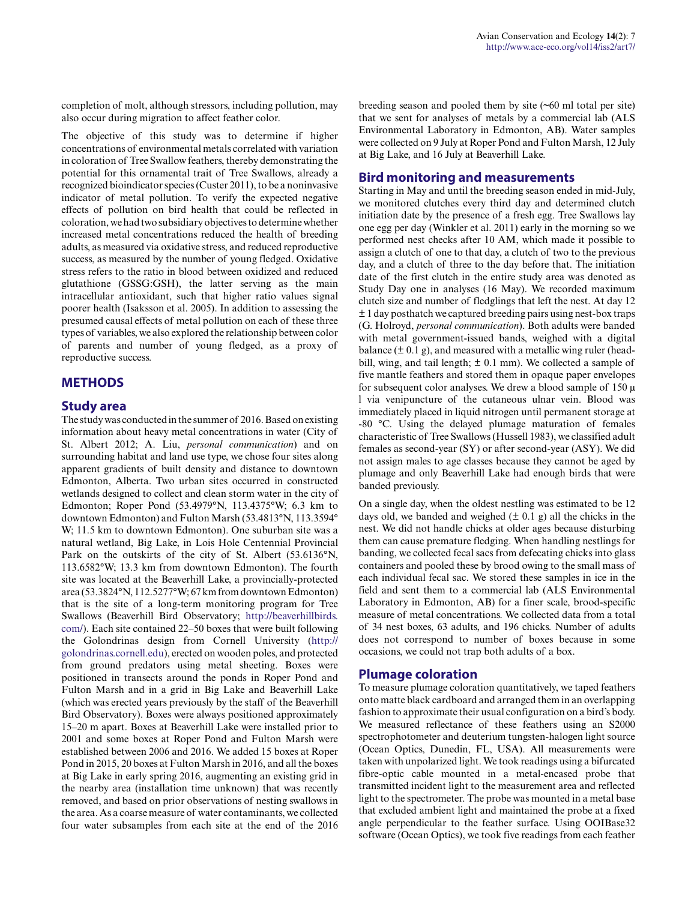completion of molt, although stressors, including pollution, may also occur during migration to affect feather color.

The objective of this study was to determine if higher concentrations of environmental metals correlated with variation in coloration of Tree Swallow feathers, thereby demonstrating the potential for this ornamental trait of Tree Swallows, already a recognized bioindicator species (Custer 2011), to be a noninvasive indicator of metal pollution. To verify the expected negative effects of pollution on bird health that could be reflected in coloration, we had two subsidiary objectives to determine whether increased metal concentrations reduced the health of breeding adults, as measured via oxidative stress, and reduced reproductive success, as measured by the number of young fledged. Oxidative stress refers to the ratio in blood between oxidized and reduced glutathione (GSSG:GSH), the latter serving as the main intracellular antioxidant, such that higher ratio values signal poorer health (Isaksson et al. 2005). In addition to assessing the presumed causal effects of metal pollution on each of these three types of variables, we also explored the relationship between color of parents and number of young fledged, as a proxy of reproductive success.

## METHODS

### Study area

The study was conducted in the summer of 2016. Based on existing information about heavy metal concentrations in water (City of St. Albert 2012; A. Liu, *personal communication*) and on surrounding habitat and land use type, we chose four sites along apparent gradients of built density and distance to downtown Edmonton, Alberta. Two urban sites occurred in constructed wetlands designed to collect and clean storm water in the city of Edmonton; Roper Pond (53.4979°N, 113.4375°W; 6.3 km to downtown Edmonton) and Fulton Marsh (53.4813°N, 113.3594° W; 11.5 km to downtown Edmonton). One suburban site was a natural wetland, Big Lake, in Lois Hole Centennial Provincial Park on the outskirts of the city of St. Albert (53.6136°N, 113.6582°W; 13.3 km from downtown Edmonton). The fourth site was located at the Beaverhill Lake, a provincially-protected area (53.3824°N, 112.5277°W; 67 km from downtown Edmonton) that is the site of a long-term monitoring program for Tree Swallows (Beaverhill Bird Observatory; http://beaverhillbirds.com/). Each site contained 22–50 boxes that were built following the Golondrinas design from Cornell University (http://golondrinas.cornell.edu), erected on wooden poles, and protected from ground predators using metal sheeting. Boxes were positioned in transects around the ponds in Roper Pond and Fulton Marsh and in a grid in Big Lake and Beaverhill Lake (which was erected years previously by the staff of the Beaverhill Bird Observatory). Boxes were always positioned approximately 15–20 m apart. Boxes at Beaverhill Lake were installed prior to 2001 and some boxes at Roper Pond and Fulton Marsh were established between 2006 and 2016. We added 15 boxes at Roper Pond in 2015, 20 boxes at Fulton Marsh in 2016, and all the boxes at Big Lake in early spring 2016, augmenting an existing grid in the nearby area (installation time unknown) that was recently removed, and based on prior observations of nesting swallows in the area. As a coarse measure of water contaminants, we collected four water subsamples from each site at the end of the 2016 breeding season and pooled them by site (~60 ml total per site) that we sent for analyses of metals by a commercial lab (ALS Environmental Laboratory in Edmonton, AB). Water samples were collected on 9 July at Roper Pond and Fulton Marsh, 12 July at Big Lake, and 16 July at Beaverhill Lake.

### Bird monitoring and measurements

Starting in May and until the breeding season ended in mid-July, we monitored clutches every third day and determined clutch initiation date by the presence of a fresh egg. Tree Swallows lay one egg per day (Winkler et al. 2011) early in the morning so we performed nest checks after 10 AM, which made it possible to assign a clutch of one to that day, a clutch of two to the previous day, and a clutch of three to the day before that. The initiation date of the first clutch in the entire study area was denoted as Study Day one in analyses (16 May). We recorded maximum clutch size and number of fledglings that left the nest. At day 12 ± 1 day posthatch we captured breeding pairs using nest-box traps (G. Holroyd, *personal communication*). Both adults were banded with metal government-issued bands, weighed with a digital balance (± 0.1 g), and measured with a metallic wing ruler (head-bill, wing, and tail length; ± 0.1 mm). We collected a sample of five mantle feathers and stored them in opaque paper envelopes for subsequent color analyses. We drew a blood sample of 150 μl via venipuncture of the cutaneous ulnar vein. Blood was immediately placed in liquid nitrogen until permanent storage at -80 °C. Using the delayed plumage maturation of females characteristic of Tree Swallows (Hussell 1983), we classified adult females as second-year (SY) or after second-year (ASY). We did not assign males to age classes because they cannot be aged by plumage and only Beaverhill Lake had enough birds that were banded previously.

On a single day, when the oldest nestling was estimated to be 12 days old, we banded and weighed (± 0.1 g) all the chicks in the nest. We did not handle chicks at older ages because disturbing them can cause premature fledging. When handling nestlings for banding, we collected fecal sacs from defecating chicks into glass containers and pooled these by brood owing to the small mass of each individual fecal sac. We stored these samples in ice in the field and sent them to a commercial lab (ALS Environmental Laboratory in Edmonton, AB) for a finer scale, brood-specific measure of metal concentrations. We collected data from a total of 34 nest boxes, 63 adults, and 196 chicks. Number of adults does not correspond to number of boxes because in some occasions, we could not trap both adults of a box.

### Plumage coloration

To measure plumage coloration quantitatively, we taped feathers onto matte black cardboard and arranged them in an overlapping fashion to approximate their usual configuration on a bird's body. We measured reflectance of these feathers using an S2000 spectrophotometer and deuterium tungsten-halogen light source (Ocean Optics, Dunedin, FL, USA). All measurements were taken with unpolarized light. We took readings using a bifurcated fibre-optic cable mounted in a metal-encased probe that transmitted incident light to the measurement area and reflected light to the spectrometer. The probe was mounted in a metal base that excluded ambient light and maintained the probe at a fixed angle perpendicular to the feather surface. Using OOIBase32 software (Ocean Optics), we took five readings from each feather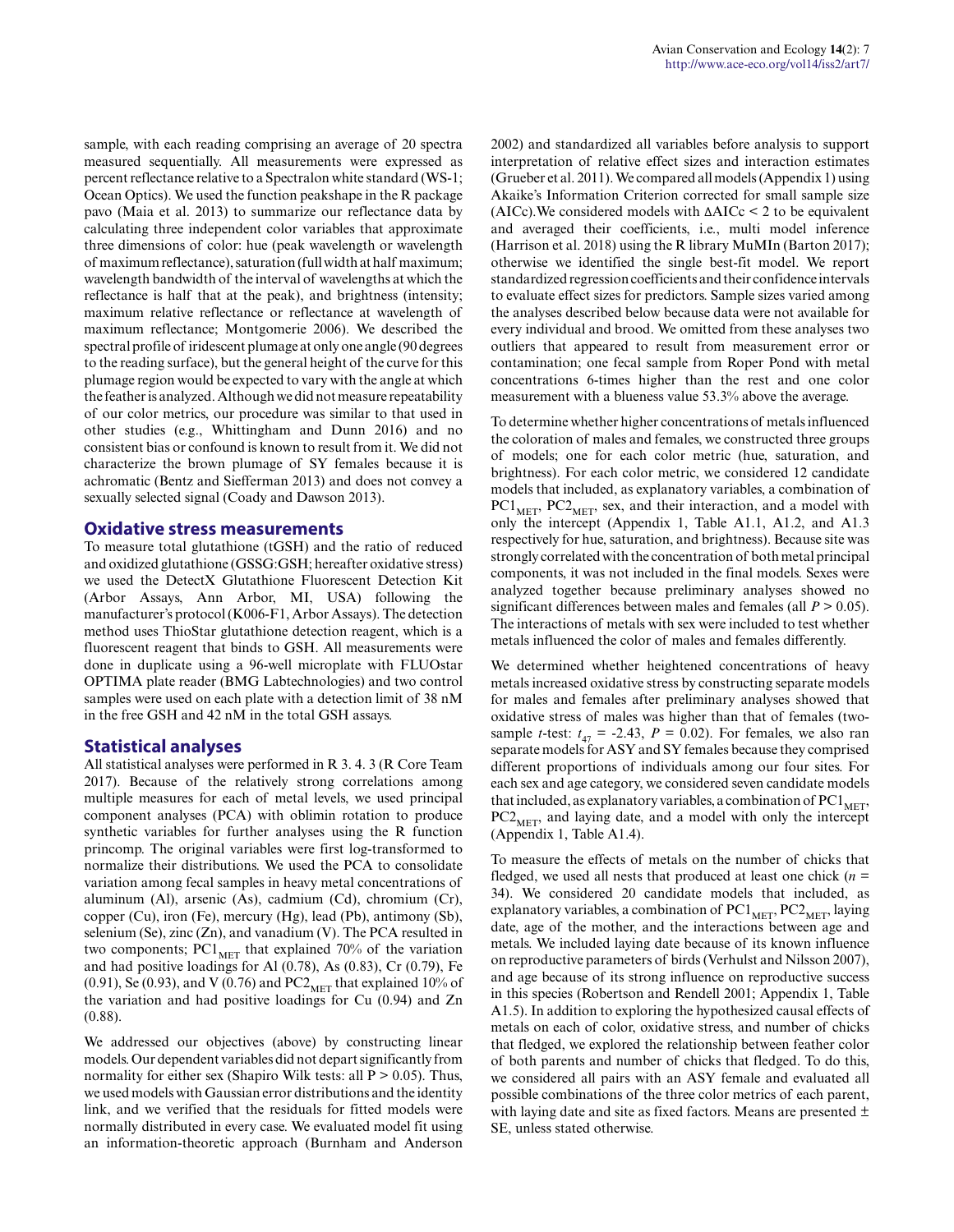sample, with each reading comprising an average of 20 spectra measured sequentially. All measurements were expressed as percent reflectance relative to a Spectralon white standard (WS-1; Ocean Optics). We used the function peakshape in the R package pavo (Maia et al. 2013) to summarize our reflectance data by calculating three independent color variables that approximate three dimensions of color: hue (peak wavelength or wavelength of maximum reflectance), saturation (full width at half maximum; wavelength bandwidth of the interval of wavelengths at which the reflectance is half that at the peak), and brightness (intensity; maximum relative reflectance or reflectance at wavelength of maximum reflectance; Montgomerie 2006). We described the spectral profile of iridescent plumage at only one angle (90 degrees to the reading surface), but the general height of the curve for this plumage region would be expected to vary with the angle at which the feather is analyzed. Although we did not measure repeatability of our color metrics, our procedure was similar to that used in other studies (e.g., Whittingham and Dunn 2016) and no consistent bias or confound is known to result from it. We did not characterize the brown plumage of SY females because it is achromatic (Bentz and Siefferman 2013) and does not convey a sexually selected signal (Coady and Dawson 2013).

## Oxidative stress measurements

To measure total glutathione (tGSH) and the ratio of reduced and oxidized glutathione (GSSG:GSH; hereafter oxidative stress) we used the DetectX Glutathione Fluorescent Detection Kit (Arbor Assays, Ann Arbor, MI, USA) following the manufacturer's protocol (K006-F1, Arbor Assays). The detection method uses ThioStar glutathione detection reagent, which is a fluorescent reagent that binds to GSH. All measurements were done in duplicate using a 96-well microplate with FLUOstar OPTIMA plate reader (BMG Labtechnologies) and two control samples were used on each plate with a detection limit of 38 nM in the free GSH and 42 nM in the total GSH assays.

## Statistical analyses

All statistical analyses were performed in R 3. 4. 3 (R Core Team 2017). Because of the relatively strong correlations among multiple measures for each of metal levels, we used principal component analyses (PCA) with oblimin rotation to produce synthetic variables for further analyses using the R function princomp. The original variables were first log-transformed to normalize their distributions. We used the PCA to consolidate variation among fecal samples in heavy metal concentrations of aluminum (Al), arsenic (As), cadmium (Cd), chromium (Cr), copper (Cu), iron (Fe), mercury (Hg), lead (Pb), antimony (Sb), selenium (Se), zinc (Zn), and vanadium (V). The PCA resulted in two components; $PC1_{MET}$ that explained 70% of the variation and had positive loadings for Al (0.78), As (0.83), Cr (0.79), Fe (0.91), Se (0.93), and V (0.76) and $PC2_{MET}$ that explained 10% of the variation and had positive loadings for Cu (0.94) and Zn (0.88).

We addressed our objectives (above) by constructing linear models. Our dependent variables did not depart significantly from normality for either sex (Shapiro Wilk tests: all $P > 0.05$). Thus, we used models with Gaussian error distributions and the identity link, and we verified that the residuals for fitted models were normally distributed in every case. We evaluated model fit using an information-theoretic approach (Burnham and Anderson 2002) and standardized all variables before analysis to support interpretation of relative effect sizes and interaction estimates (Grueber et al. 2011). We compared all models (Appendix 1) using Akaike's Information Criterion corrected for small sample size (AICc).We considered models with $\Delta$AICc < 2 to be equivalent and averaged their coefficients, i.e., multi model inference (Harrison et al. 2018) using the R library MuMIn (Barton 2017); otherwise we identified the single best-fit model. We report standardized regression coefficients and their confidence intervals to evaluate effect sizes for predictors. Sample sizes varied among the analyses described below because data were not available for every individual and brood. We omitted from these analyses two outliers that appeared to result from measurement error or contamination; one fecal sample from Roper Pond with metal concentrations 6-times higher than the rest and one color measurement with a blueness value 53.3% above the average.

To determine whether higher concentrations of metals influenced the coloration of males and females, we constructed three groups of models; one for each color metric (hue, saturation, and brightness). For each color metric, we considered 12 candidate models that included, as explanatory variables, a combination of $PC1_{MET}$, $PC2_{MET}$, sex, and their interaction, and a model with only the intercept (Appendix 1, Table A1.1, A1.2, and A1.3 respectively for hue, saturation, and brightness). Because site was strongly correlated with the concentration of both metal principal components, it was not included in the final models. Sexes were analyzed together because preliminary analyses showed no significant differences between males and females (all $P > 0.05$). The interactions of metals with sex were included to test whether metals influenced the color of males and females differently.

We determined whether heightened concentrations of heavy metals increased oxidative stress by constructing separate models for males and females after preliminary analyses showed that oxidative stress of males was higher than that of females (two-sample *t*-test: $t_{47} = -2.43$, $P = 0.02$). For females, we also ran separate models for ASY and SY females because they comprised different proportions of individuals among our four sites. For each sex and age category, we considered seven candidate models that included, as explanatory variables, a combination of $PC1_{MET}$, $PC2_{MET}$, and laying date, and a model with only the intercept (Appendix 1, Table A1.4).

To measure the effects of metals on the number of chicks that fledged, we used all nests that produced at least one chick ($n = 34$). We considered 20 candidate models that included, as explanatory variables, a combination of $PC1_{MET}$, $PC2_{MET}$, laying date, age of the mother, and the interactions between age and metals. We included laying date because of its known influence on reproductive parameters of birds (Verhulst and Nilsson 2007), and age because of its strong influence on reproductive success in this species (Robertson and Rendell 2001; Appendix 1, Table A1.5). In addition to exploring the hypothesized causal effects of metals on each of color, oxidative stress, and number of chicks that fledged, we explored the relationship between feather color of both parents and number of chicks that fledged. To do this, we considered all pairs with an ASY female and evaluated all possible combinations of the three color metrics of each parent, with laying date and site as fixed factors. Means are presented ± SE, unless stated otherwise.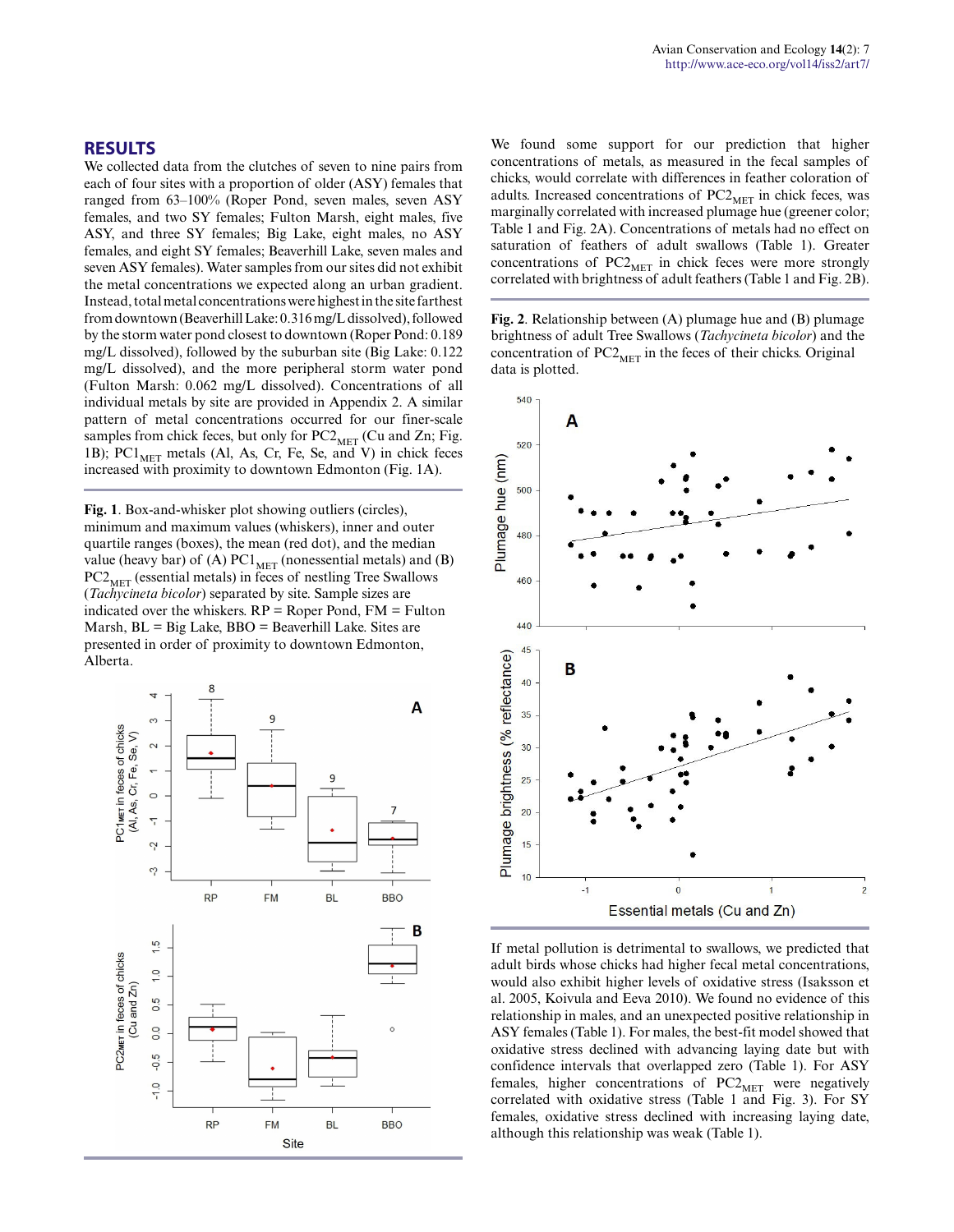## RESULTS

We collected data from the clutches of seven to nine pairs from each of four sites with a proportion of older (ASY) females that ranged from 63–100% (Roper Pond, seven males, seven ASY females, and two SY females; Fulton Marsh, eight males, five ASY, and three SY females; Big Lake, eight males, no ASY females, and eight SY females; Beaverhill Lake, seven males and seven ASY females). Water samples from our sites did not exhibit the metal concentrations we expected along an urban gradient. Instead, total metal concentrations were highest in the site farthest from downtown (Beaverhill Lake: 0.316 mg/L dissolved), followed by the storm water pond closest to downtown (Roper Pond: 0.189 mg/L dissolved), followed by the suburban site (Big Lake: 0.122 mg/L dissolved), and the more peripheral storm water pond (Fulton Marsh: 0.062 mg/L dissolved). Concentrations of all individual metals by site are provided in Appendix 2. A similar pattern of metal concentrations occurred for our finer-scale samples from chick feces, but only for $PC2_{MET}$ (Cu and Zn; Fig. 1B); $PC1_{MET}$ metals (Al, As, Cr, Fe, Se, and V) in chick feces increased with proximity to downtown Edmonton (Fig. 1A).

**Fig. 1**. Box-and-whisker plot showing outliers (circles), minimum and maximum values (whiskers), inner and outer quartile ranges (boxes), the mean (red dot), and the median value (heavy bar) of (A) $PC1_{MET}$ (nonessential metals) and (B) $PC2_{MET}$ (essential metals) in feces of nestling Tree Swallows (*Tachycineta bicolor*) separated by site. Sample sizes are indicated over the whiskers. RP = Roper Pond, FM = Fulton Marsh, BL = Big Lake, BBO = Beaverhill Lake. Sites are presented in order of proximity to downtown Edmonton, Alberta.

We found some support for our prediction that higher concentrations of metals, as measured in the fecal samples of chicks, would correlate with differences in feather coloration of adults. Increased concentrations of $PC2_{MET}$ in chick feces, was marginally correlated with increased plumage hue (greener color; Table 1 and Fig. 2A). Concentrations of metals had no effect on saturation of feathers of adult swallows (Table 1). Greater concentrations of $PC2_{MET}$ in chick feces were more strongly correlated with brightness of adult feathers (Table 1 and Fig. 2B).

**Fig. 2**. Relationship between (A) plumage hue and (B) plumage brightness of adult Tree Swallows (*Tachycineta bicolor*) and the concentration of $PC2_{MET}$ in the feces of their chicks. Original data is plotted.

If metal pollution is detrimental to swallows, we predicted that adult birds whose chicks had higher fecal metal concentrations, would also exhibit higher levels of oxidative stress (Isaksson et al. 2005, Koivula and Eeva 2010). We found no evidence of this relationship in males, and an unexpected positive relationship in ASY females (Table 1). For males, the best-fit model showed that oxidative stress declined with advancing laying date but with confidence intervals that overlapped zero (Table 1). For ASY females, higher concentrations of $PC2_{MET}$ were negatively correlated with oxidative stress (Table 1 and Fig. 3). For SY females, oxidative stress declined with increasing laying date, although this relationship was weak (Table 1).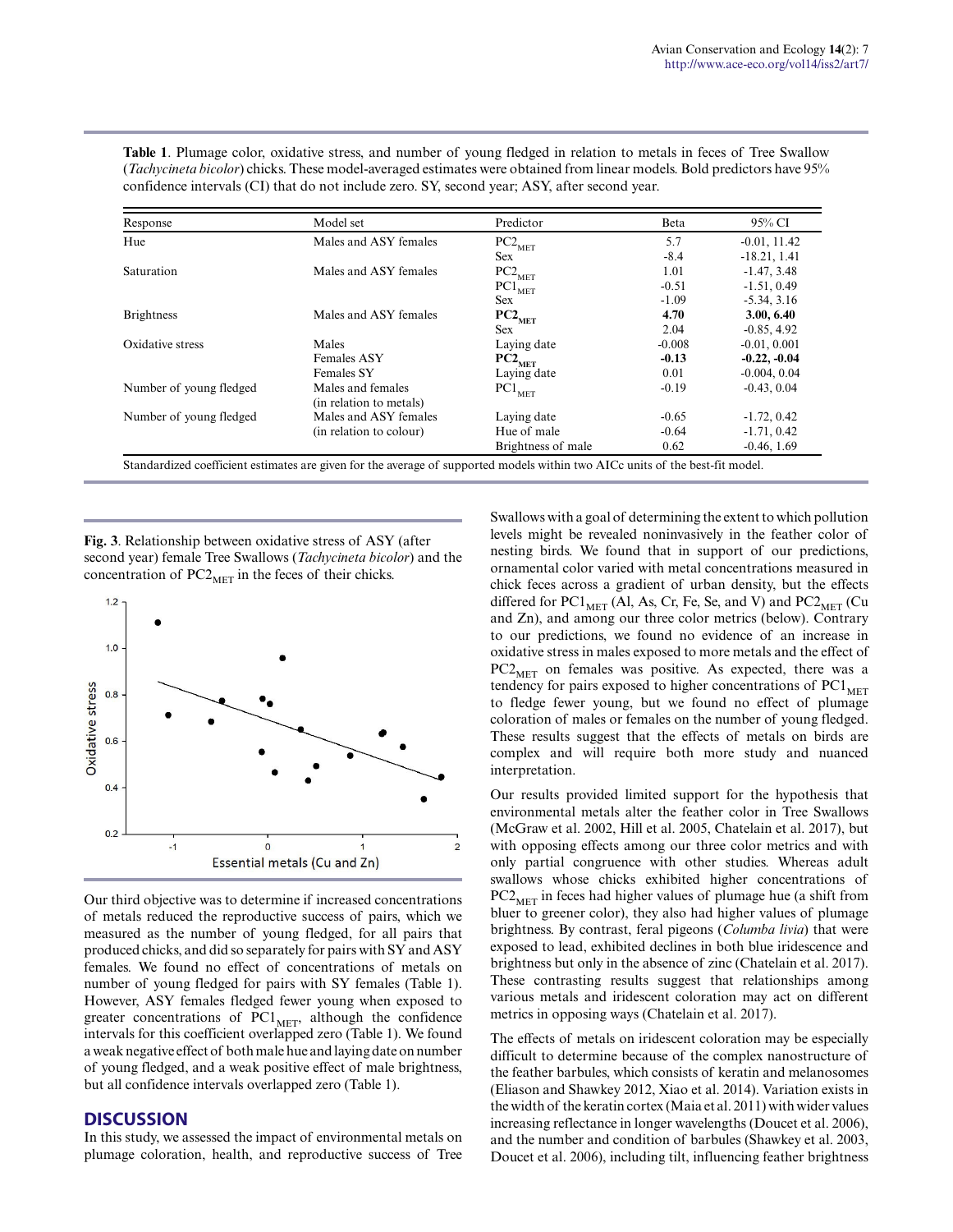**Table 1**. Plumage color, oxidative stress, and number of young fledged in relation to metals in feces of Tree Swallow (*Tachycineta bicolor*) chicks. These model-averaged estimates were obtained from linear models. Bold predictors have 95% confidence intervals (CI) that do not include zero. SY, second year; ASY, after second year.

| Response | Model set | Predictor | Beta | 95% CI |
|---|---|---|---|---|
| Hue | Males and ASY females | $PC2_{MET}$ | 5.7 | -0.01, 11.42 |
| | | Sex | -8.4 | -18.21, 1.41 |
| Saturation | Males and ASY females | $PC2_{MET}$ | 1.01 | -1.47, 3.48 |
| | | $PC1_{MET}$ | -0.51 | -1.51, 0.49 |
| | | Sex | -1.09 | -5.34, 3.16 |
| Brightness | Males and ASY females | **$PC2_{MET}$** | **4.70** | **3.00, 6.40** |
| | | Sex | 2.04 | -0.85, 4.92 |
| Oxidative stress | Males | Laying date | -0.008 | -0.01, 0.001 |
| | Females ASY | **$PC2_{MET}$** | **-0.13** | **-0.22, -0.04** |
| | Females SY | Laying date | 0.01 | -0.004, 0.04 |
| Number of young fledged | Males and females (in relation to metals) | $PC1_{MET}$ | -0.19 | -0.43, 0.04 |
| Number of young fledged | Males and ASY females (in relation to colour) | Laying date | -0.65 | -1.72, 0.42 |
| | | Hue of male | -0.64 | -1.71, 0.42 |
| | | Brightness of male | 0.62 | -0.46, 1.69 |

Standardized coefficient estimates are given for the average of supported models within two AICc units of the best-fit model.

**Fig. 3**. Relationship between oxidative stress of ASY (after second year) female Tree Swallows (*Tachycineta bicolor*) and the concentration of $PC2_{MET}$ in the feces of their chicks.

Our third objective was to determine if increased concentrations of metals reduced the reproductive success of pairs, which we measured as the number of young fledged, for all pairs that produced chicks, and did so separately for pairs with SY and ASY females. We found no effect of concentrations of metals on number of young fledged for pairs with SY females (Table 1). However, ASY females fledged fewer young when exposed to greater concentrations of $PC1_{MET}$, although the confidence intervals for this coefficient overlapped zero (Table 1). We found a weak negative effect of both male hue and laying date on number of young fledged, and a weak positive effect of male brightness, but all confidence intervals overlapped zero (Table 1).

## DISCUSSION

In this study, we assessed the impact of environmental metals on plumage coloration, health, and reproductive success of Tree Swallows with a goal of determining the extent to which pollution levels might be revealed noninvasively in the feather color of nesting birds. We found that in support of our predictions, ornamental color varied with metal concentrations measured in chick feces across a gradient of urban density, but the effects differed for $PC1_{MET}$ (Al, As, Cr, Fe, Se, and V) and $PC2_{MET}$ (Cu and Zn), and among our three color metrics (below). Contrary to our predictions, we found no evidence of an increase in oxidative stress in males exposed to more metals and the effect of $PC2_{MET}$ on females was positive. As expected, there was a tendency for pairs exposed to higher concentrations of $PC1_{MET}$ to fledge fewer young, but we found no effect of plumage coloration of males or females on the number of young fledged. These results suggest that the effects of metals on birds are complex and will require both more study and nuanced interpretation.

Our results provided limited support for the hypothesis that environmental metals alter the feather color in Tree Swallows (McGraw et al. 2002, Hill et al. 2005, Chatelain et al. 2017), but with opposing effects among our three color metrics and with only partial congruence with other studies. Whereas adult swallows whose chicks exhibited higher concentrations of $PC2_{MET}$ in feces had higher values of plumage hue (a shift from bluer to greener color), they also had higher values of plumage brightness. By contrast, feral pigeons (*Columba livia*) that were exposed to lead, exhibited declines in both blue iridescence and brightness but only in the absence of zinc (Chatelain et al. 2017). These contrasting results suggest that relationships among various metals and iridescent coloration may act on different metrics in opposing ways (Chatelain et al. 2017).

The effects of metals on iridescent coloration may be especially difficult to determine because of the complex nanostructure of the feather barbules, which consists of keratin and melanosomes (Eliason and Shawkey 2012, Xiao et al. 2014). Variation exists in the width of the keratin cortex (Maia et al. 2011) with wider values increasing reflectance in longer wavelengths (Doucet et al. 2006), and the number and condition of barbules (Shawkey et al. 2003, Doucet et al. 2006), including tilt, influencing feather brightness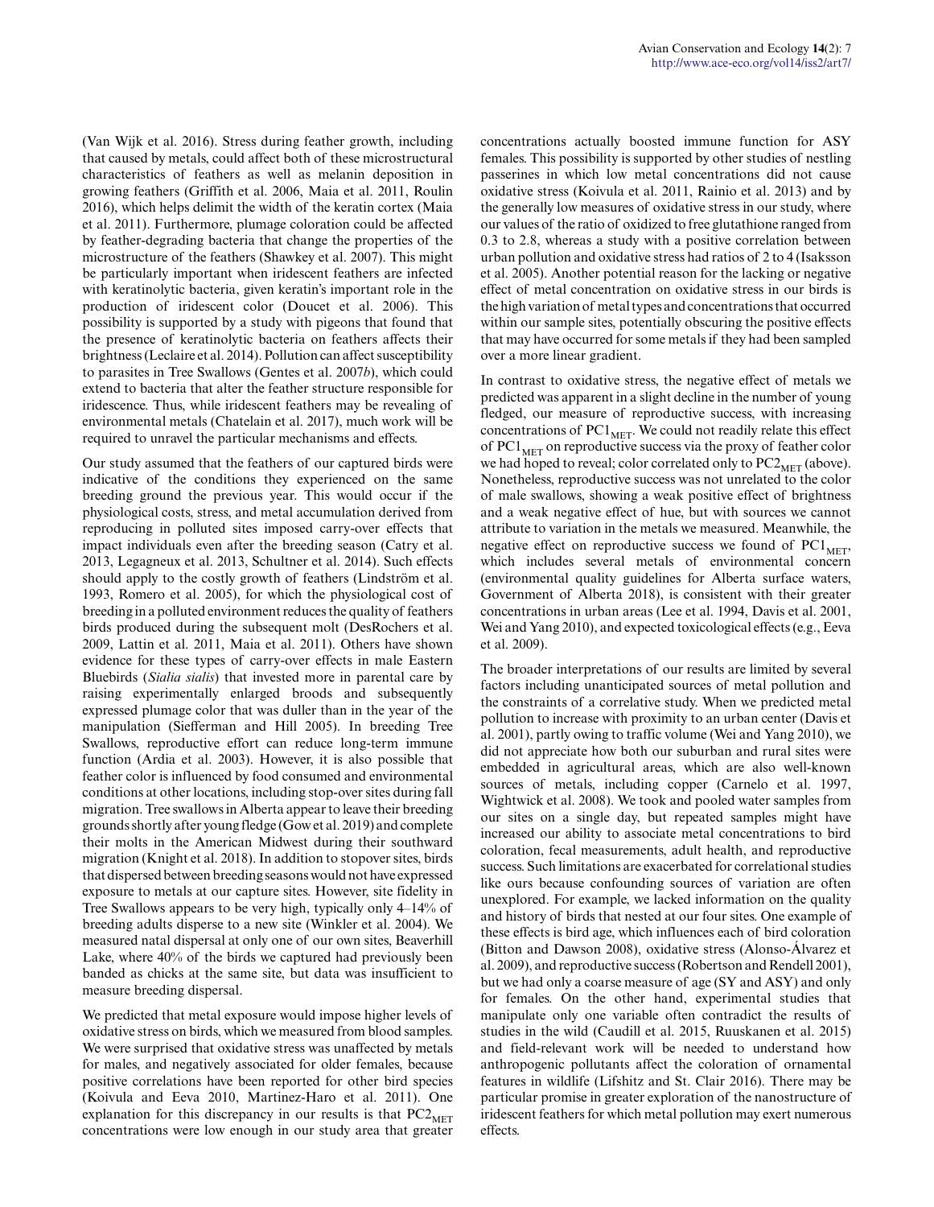(Van Wijk et al. 2016). Stress during feather growth, including that caused by metals, could affect both of these microstructural characteristics of feathers as well as melanin deposition in growing feathers (Griffith et al. 2006, Maia et al. 2011, Roulin 2016), which helps delimit the width of the keratin cortex (Maia et al. 2011). Furthermore, plumage coloration could be affected by feather-degrading bacteria that change the properties of the microstructure of the feathers (Shawkey et al. 2007). This might be particularly important when iridescent feathers are infected with keratinolytic bacteria, given keratin's important role in the production of iridescent color (Doucet et al. 2006). This possibility is supported by a study with pigeons that found that the presence of keratinolytic bacteria on feathers affects their brightness (Leclaire et al. 2014). Pollution can affect susceptibility to parasites in Tree Swallows (Gentes et al. 2007*b*), which could extend to bacteria that alter the feather structure responsible for iridescence. Thus, while iridescent feathers may be revealing of environmental metals (Chatelain et al. 2017), much work will be required to unravel the particular mechanisms and effects.

Our study assumed that the feathers of our captured birds were indicative of the conditions they experienced on the same breeding ground the previous year. This would occur if the physiological costs, stress, and metal accumulation derived from reproducing in polluted sites imposed carry-over effects that impact individuals even after the breeding season (Catry et al. 2013, Legagneux et al. 2013, Schultner et al. 2014). Such effects should apply to the costly growth of feathers (Lindström et al. 1993, Romero et al. 2005), for which the physiological cost of breeding in a polluted environment reduces the quality of feathers birds produced during the subsequent molt (DesRochers et al. 2009, Lattin et al. 2011, Maia et al. 2011). Others have shown evidence for these types of carry-over effects in male Eastern Bluebirds (*Sialia sialis*) that invested more in parental care by raising experimentally enlarged broods and subsequently expressed plumage color that was duller than in the year of the manipulation (Siefferman and Hill 2005). In breeding Tree Swallows, reproductive effort can reduce long-term immune function (Ardia et al. 2003). However, it is also possible that feather color is influenced by food consumed and environmental conditions at other locations, including stop-over sites during fall migration. Tree swallows in Alberta appear to leave their breeding grounds shortly after young fledge (Gow et al. 2019) and complete their molts in the American Midwest during their southward migration (Knight et al. 2018). In addition to stopover sites, birds that dispersed between breeding seasons would not have expressed exposure to metals at our capture sites. However, site fidelity in Tree Swallows appears to be very high, typically only 4–14% of breeding adults disperse to a new site (Winkler et al. 2004). We measured natal dispersal at only one of our own sites, Beaverhill Lake, where 40% of the birds we captured had previously been banded as chicks at the same site, but data was insufficient to measure breeding dispersal.

We predicted that metal exposure would impose higher levels of oxidative stress on birds, which we measured from blood samples. We were surprised that oxidative stress was unaffected by metals for males, and negatively associated for older females, because positive correlations have been reported for other bird species (Koivula and Eeva 2010, Martinez-Haro et al. 2011). One explanation for this discrepancy in our results is that $PC2_{MET}$ concentrations were low enough in our study area that greater concentrations actually boosted immune function for ASY females. This possibility is supported by other studies of nestling passerines in which low metal concentrations did not cause oxidative stress (Koivula et al. 2011, Rainio et al. 2013) and by the generally low measures of oxidative stress in our study, where our values of the ratio of oxidized to free glutathione ranged from 0.3 to 2.8, whereas a study with a positive correlation between urban pollution and oxidative stress had ratios of 2 to 4 (Isaksson et al. 2005). Another potential reason for the lacking or negative effect of metal concentration on oxidative stress in our birds is the high variation of metal types and concentrations that occurred within our sample sites, potentially obscuring the positive effects that may have occurred for some metals if they had been sampled over a more linear gradient.

In contrast to oxidative stress, the negative effect of metals we predicted was apparent in a slight decline in the number of young fledged, our measure of reproductive success, with increasing concentrations of $PC1_{MET}$. We could not readily relate this effect of $PC1_{MET}$ on reproductive success via the proxy of feather color we had hoped to reveal; color correlated only to $PC2_{MET}$ (above). Nonetheless, reproductive success was not unrelated to the color of male swallows, showing a weak positive effect of brightness and a weak negative effect of hue, but with sources we cannot attribute to variation in the metals we measured. Meanwhile, the negative effect on reproductive success we found of $PC1_{MET}$, which includes several metals of environmental concern (environmental quality guidelines for Alberta surface waters, Government of Alberta 2018), is consistent with their greater concentrations in urban areas (Lee et al. 1994, Davis et al. 2001, Wei and Yang 2010), and expected toxicological effects (e.g., Eeva et al. 2009).

The broader interpretations of our results are limited by several factors including unanticipated sources of metal pollution and the constraints of a correlative study. When we predicted metal pollution to increase with proximity to an urban center (Davis et al. 2001), partly owing to traffic volume (Wei and Yang 2010), we did not appreciate how both our suburban and rural sites were embedded in agricultural areas, which are also well-known sources of metals, including copper (Carnelo et al. 1997, Wightwick et al. 2008). We took and pooled water samples from our sites on a single day, but repeated samples might have increased our ability to associate metal concentrations to bird coloration, fecal measurements, adult health, and reproductive success. Such limitations are exacerbated for correlational studies like ours because confounding sources of variation are often unexplored. For example, we lacked information on the quality and history of birds that nested at our four sites. One example of these effects is bird age, which influences each of bird coloration (Bitton and Dawson 2008), oxidative stress (Alonso-Álvarez et al. 2009), and reproductive success (Robertson and Rendell 2001), but we had only a coarse measure of age (SY and ASY) and only for females. On the other hand, experimental studies that manipulate only one variable often contradict the results of studies in the wild (Caudill et al. 2015, Ruuskanen et al. 2015) and field-relevant work will be needed to understand how anthropogenic pollutants affect the coloration of ornamental features in wildlife (Lifshitz and St. Clair 2016). There may be particular promise in greater exploration of the nanostructure of iridescent feathers for which metal pollution may exert numerous effects.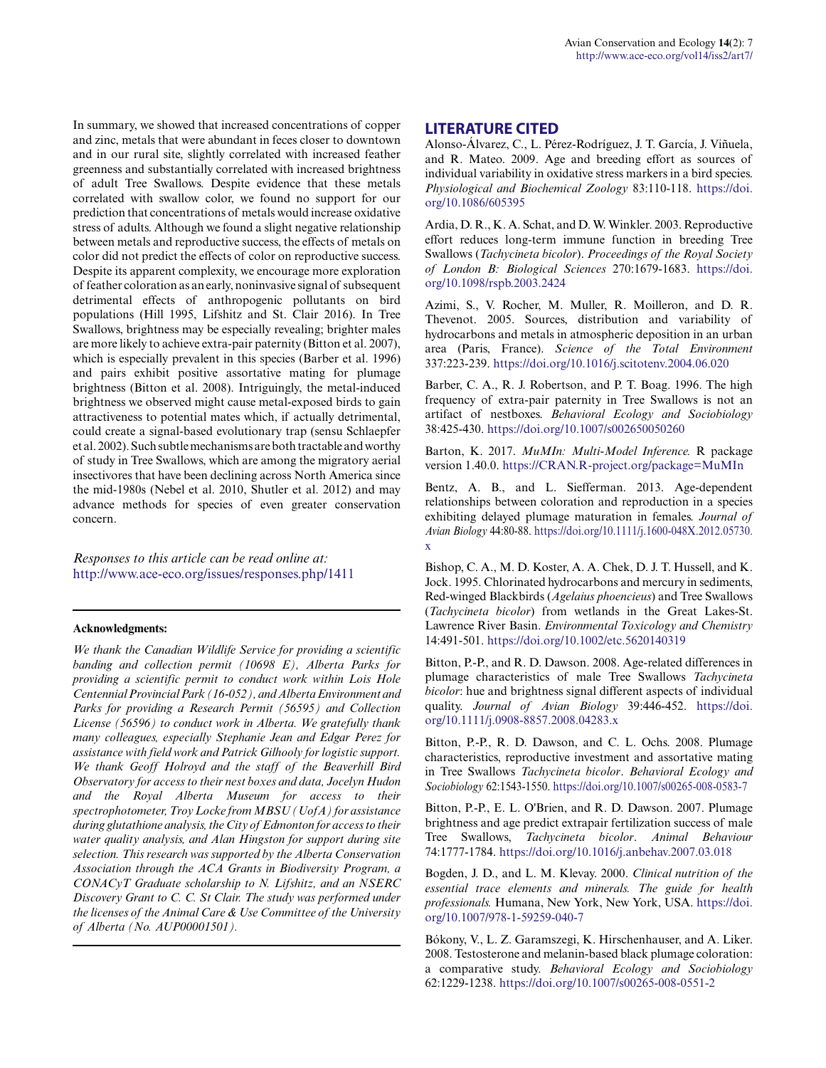In summary, we showed that increased concentrations of copper and zinc, metals that were abundant in feces closer to downtown and in our rural site, slightly correlated with increased feather greenness and substantially correlated with increased brightness of adult Tree Swallows. Despite evidence that these metals correlated with swallow color, we found no support for our prediction that concentrations of metals would increase oxidative stress of adults. Although we found a slight negative relationship between metals and reproductive success, the effects of metals on color did not predict the effects of color on reproductive success. Despite its apparent complexity, we encourage more exploration of feather coloration as an early, noninvasive signal of subsequent detrimental effects of anthropogenic pollutants on bird populations (Hill 1995, Lifshitz and St. Clair 2016). In Tree Swallows, brightness may be especially revealing; brighter males are more likely to achieve extra-pair paternity (Bitton et al. 2007), which is especially prevalent in this species (Barber et al. 1996) and pairs exhibit positive assortative mating for plumage brightness (Bitton et al. 2008). Intriguingly, the metal-induced brightness we observed might cause metal-exposed birds to gain attractiveness to potential mates which, if actually detrimental, could create a signal-based evolutionary trap (sensu Schlaepfer et al. 2002). Such subtle mechanisms are both tractable and worthy of study in Tree Swallows, which are among the migratory aerial insectivores that have been declining across North America since the mid-1980s (Nebel et al. 2010, Shutler et al. 2012) and may advance methods for species of even greater conservation concern.

*Responses to this article can be read online at:*
http://www.ace-eco.org/issues/responses.php/1411

---

**Acknowledgments:**

*We thank the Canadian Wildlife Service for providing a scientific banding and collection permit (10698 E), Alberta Parks for providing a scientific permit to conduct work within Lois Hole Centennial Provincial Park (16-052), and Alberta Environment and Parks for providing a Research Permit (56595) and Collection License (56596) to conduct work in Alberta. We gratefully thank many colleagues, especially Stephanie Jean and Edgar Perez for assistance with field work and Patrick Gilhooly for logistic support. We thank Geoff Holroyd and the staff of the Beaverhill Bird Observatory for access to their nest boxes and data, Jocelyn Hudon and the Royal Alberta Museum for access to their spectrophotometer, Troy Locke from MBSU (UofA) for assistance during glutathione analysis, the City of Edmonton for access to their water quality analysis, and Alan Hingston for support during site selection. This research was supported by the Alberta Conservation Association through the ACA Grants in Biodiversity Program, a CONACyT Graduate scholarship to N. Lifshitz, and an NSERC Discovery Grant to C. C. St Clair. The study was performed under the licenses of the Animal Care & Use Committee of the University of Alberta (No. AUP00001501).*

---

## LITERATURE CITED

Alonso-Álvarez, C., L. Pérez-Rodríguez, J. T. García, J. Viñuela, and R. Mateo. 2009. Age and breeding effort as sources of individual variability in oxidative stress markers in a bird species. *Physiological and Biochemical Zoology* 83:110-118. https://doi.org/10.1086/605395

Ardia, D. R., K. A. Schat, and D. W. Winkler. 2003. Reproductive effort reduces long-term immune function in breeding Tree Swallows (*Tachycineta bicolor*). *Proceedings of the Royal Society of London B: Biological Sciences* 270:1679-1683. https://doi.org/10.1098/rspb.2003.2424

Azimi, S., V. Rocher, M. Muller, R. Moilleron, and D. R. Thevenot. 2005. Sources, distribution and variability of hydrocarbons and metals in atmospheric deposition in an urban area (Paris, France). *Science of the Total Environment* 337:223-239. https://doi.org/10.1016/j.scitotenv.2004.06.020

Barber, C. A., R. J. Robertson, and P. T. Boag. 1996. The high frequency of extra-pair paternity in Tree Swallows is not an artifact of nestboxes. *Behavioral Ecology and Sociobiology* 38:425-430. https://doi.org/10.1007/s002650050260

Barton, K. 2017. *MuMIn: Multi-Model Inference.* R package version 1.40.0. https://CRAN.R-project.org/package=MuMIn

Bentz, A. B., and L. Siefferman. 2013. Age-dependent relationships between coloration and reproduction in a species exhibiting delayed plumage maturation in females. *Journal of Avian Biology* 44:80-88. https://doi.org/10.1111/j.1600-048X.2012.05730.x

Bishop, C. A., M. D. Koster, A. A. Chek, D. J. T. Hussell, and K. Jock. 1995. Chlorinated hydrocarbons and mercury in sediments, Red-winged Blackbirds (*Agelaius phoenicius*) and Tree Swallows (*Tachycineta bicolor*) from wetlands in the Great Lakes-St. Lawrence River Basin. *Environmental Toxicology and Chemistry* 14:491-501. https://doi.org/10.1002/etc.5620140319

Bitton, P.-P., and R. D. Dawson. 2008. Age-related differences in plumage characteristics of male Tree Swallows *Tachycineta bicolor*: hue and brightness signal different aspects of individual quality. *Journal of Avian Biology* 39:446-452. https://doi.org/10.1111/j.0908-8857.2008.04283.x

Bitton, P.-P., R. D. Dawson, and C. L. Ochs. 2008. Plumage characteristics, reproductive investment and assortative mating in Tree Swallows *Tachycineta bicolor*. *Behavioral Ecology and Sociobiology* 62:1543-1550. https://doi.org/10.1007/s00265-008-0583-7

Bitton, P.-P., E. L. O'Brien, and R. D. Dawson. 2007. Plumage brightness and age predict extrapair fertilization success of male Tree Swallows, *Tachycineta bicolor*. *Animal Behaviour* 74:1777-1784. https://doi.org/10.1016/j.anbehav.2007.03.018

Bogden, J. D., and L. M. Klevay. 2000. *Clinical nutrition of the essential trace elements and minerals. The guide for health professionals.* Humana, New York, New York, USA. https://doi.org/10.1007/978-1-59259-040-7

Bókony, V., L. Z. Garamszegi, K. Hirschenhauser, and A. Liker. 2008. Testosterone and melanin-based black plumage coloration: a comparative study. *Behavioral Ecology and Sociobiology* 62:1229-1238. https://doi.org/10.1007/s00265-008-0551-2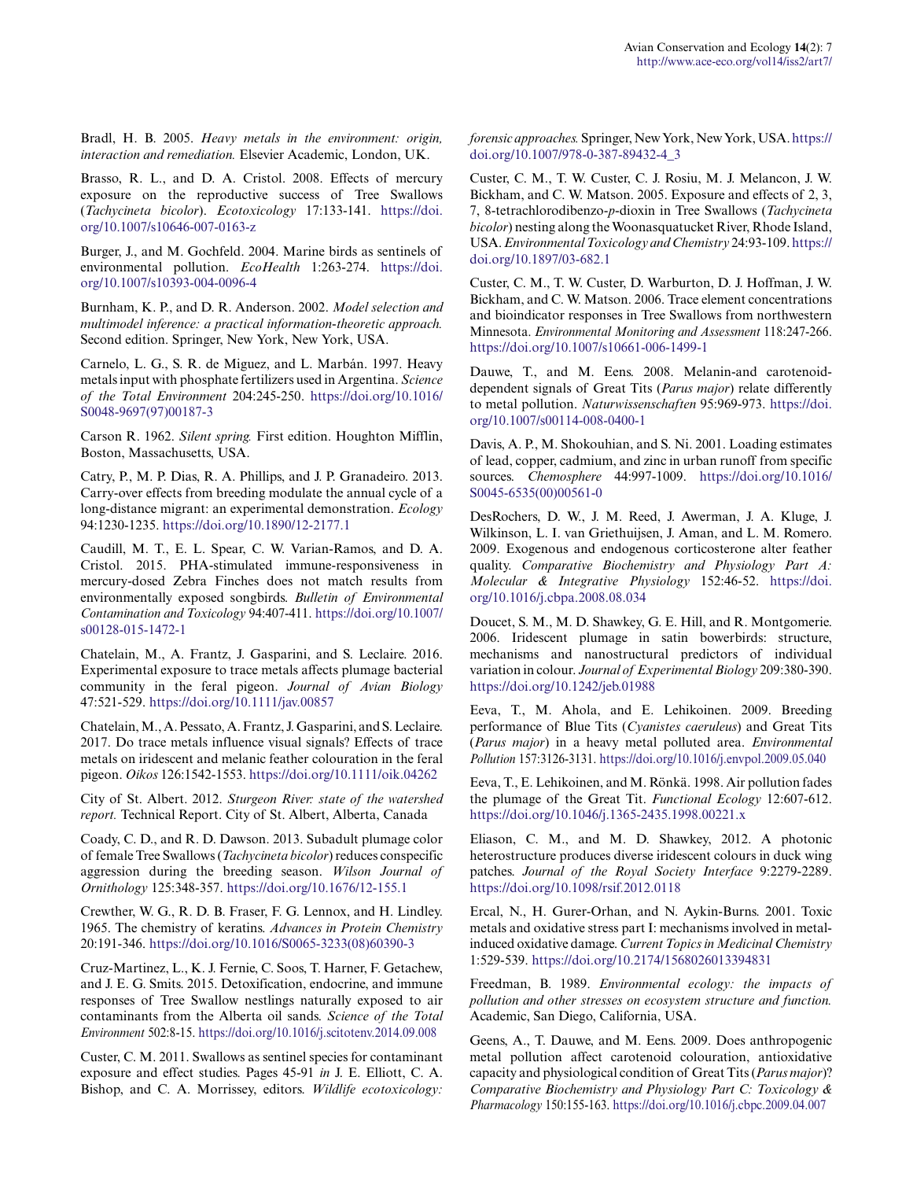Bradl, H. B. 2005. *Heavy metals in the environment: origin, interaction and remediation.* Elsevier Academic, London, UK.

Brasso, R. L., and D. A. Cristol. 2008. Effects of mercury exposure on the reproductive success of Tree Swallows (*Tachycineta bicolor*). *Ecotoxicology* 17:133-141. https://doi.org/10.1007/s10646-007-0163-z

Burger, J., and M. Gochfeld. 2004. Marine birds as sentinels of environmental pollution. *EcoHealth* 1:263-274. https://doi.org/10.1007/s10393-004-0096-4

Burnham, K. P., and D. R. Anderson. 2002. *Model selection and multimodel inference: a practical information-theoretic approach.* Second edition. Springer, New York, New York, USA.

Carnelo, L. G., S. R. de Miguez, and L. Marbán. 1997. Heavy metals input with phosphate fertilizers used in Argentina. *Science of the Total Environment* 204:245-250. https://doi.org/10.1016/S0048-9697(97)00187-3

Carson R. 1962. *Silent spring.* First edition. Houghton Mifflin, Boston, Massachusetts, USA.

Catry, P., M. P. Dias, R. A. Phillips, and J. P. Granadeiro. 2013. Carry-over effects from breeding modulate the annual cycle of a long-distance migrant: an experimental demonstration. *Ecology* 94:1230-1235. https://doi.org/10.1890/12-2177.1

Caudill, M. T., E. L. Spear, C. W. Varian-Ramos, and D. A. Cristol. 2015. PHA-stimulated immune-responsiveness in mercury-dosed Zebra Finches does not match results from environmentally exposed songbirds. *Bulletin of Environmental Contamination and Toxicology* 94:407-411. https://doi.org/10.1007/s00128-015-1472-1

Chatelain, M., A. Frantz, J. Gasparini, and S. Leclaire. 2016. Experimental exposure to trace metals affects plumage bacterial community in the feral pigeon. *Journal of Avian Biology* 47:521-529. https://doi.org/10.1111/jav.00857

Chatelain, M., A. Pessato, A. Frantz, J. Gasparini, and S. Leclaire. 2017. Do trace metals influence visual signals? Effects of trace metals on iridescent and melanic feather colouration in the feral pigeon. *Oikos* 126:1542-1553. https://doi.org/10.1111/oik.04262

City of St. Albert. 2012. *Sturgeon River: state of the watershed report.* Technical Report. City of St. Albert, Alberta, Canada

Coady, C. D., and R. D. Dawson. 2013. Subadult plumage color of female Tree Swallows (*Tachycineta bicolor*) reduces conspecific aggression during the breeding season. *Wilson Journal of Ornithology* 125:348-357. https://doi.org/10.1676/12-155.1

Crewther, W. G., R. D. B. Fraser, F. G. Lennox, and H. Lindley. 1965. The chemistry of keratins. *Advances in Protein Chemistry* 20:191-346. https://doi.org/10.1016/S0065-3233(08)60390-3

Cruz-Martinez, L., K. J. Fernie, C. Soos, T. Harner, F. Getachew, and J. E. G. Smits. 2015. Detoxification, endocrine, and immune responses of Tree Swallow nestlings naturally exposed to air contaminants from the Alberta oil sands. *Science of the Total Environment* 502:8-15. https://doi.org/10.1016/j.scitotenv.2014.09.008

Custer, C. M. 2011. Swallows as sentinel species for contaminant exposure and effect studies. Pages 45-91 *in* J. E. Elliott, C. A. Bishop, and C. A. Morrissey, editors. *Wildlife ecotoxicology: forensic approaches.* Springer, New York, New York, USA. https://doi.org/10.1007/978-0-387-89432-4_3

Custer, C. M., T. W. Custer, C. J. Rosiu, M. J. Melancon, J. W. Bickham, and C. W. Matson. 2005. Exposure and effects of 2, 3, 7, 8-tetrachlorodibenzo-*p*-dioxin in Tree Swallows (*Tachycineta bicolor*) nesting along the Woonasquatucket River, Rhode Island, USA. *Environmental Toxicology and Chemistry* 24:93-109. https://doi.org/10.1897/03-682.1

Custer, C. M., T. W. Custer, D. Warburton, D. J. Hoffman, J. W. Bickham, and C. W. Matson. 2006. Trace element concentrations and bioindicator responses in Tree Swallows from northwestern Minnesota. *Environmental Monitoring and Assessment* 118:247-266. https://doi.org/10.1007/s10661-006-1499-1

Dauwe, T., and M. Eens. 2008. Melanin-and carotenoid-dependent signals of Great Tits (*Parus major*) relate differently to metal pollution. *Naturwissenschaften* 95:969-973. https://doi.org/10.1007/s00114-008-0400-1

Davis, A. P., M. Shokouhian, and S. Ni. 2001. Loading estimates of lead, copper, cadmium, and zinc in urban runoff from specific sources. *Chemosphere* 44:997-1009. https://doi.org/10.1016/S0045-6535(00)00561-0

DesRochers, D. W., J. M. Reed, J. Awerman, J. A. Kluge, J. Wilkinson, L. I. van Griethuijsen, J. Aman, and L. M. Romero. 2009. Exogenous and endogenous corticosterone alter feather quality. *Comparative Biochemistry and Physiology Part A: Molecular & Integrative Physiology* 152:46-52. https://doi.org/10.1016/j.cbpa.2008.08.034

Doucet, S. M., M. D. Shawkey, G. E. Hill, and R. Montgomerie. 2006. Iridescent plumage in satin bowerbirds: structure, mechanisms and nanostructural predictors of individual variation in colour. *Journal of Experimental Biology* 209:380-390. https://doi.org/10.1242/jeb.01988

Eeva, T., M. Ahola, and E. Lehikoinen. 2009. Breeding performance of Blue Tits (*Cyanistes caeruleus*) and Great Tits (*Parus major*) in a heavy metal polluted area. *Environmental Pollution* 157:3126-3131. https://doi.org/10.1016/j.envpol.2009.05.040

Eeva, T., E. Lehikoinen, and M. Rönkä. 1998. Air pollution fades the plumage of the Great Tit. *Functional Ecology* 12:607-612. https://doi.org/10.1046/j.1365-2435.1998.00221.x

Eliason, C. M., and M. D. Shawkey, 2012. A photonic heterostructure produces diverse iridescent colours in duck wing patches. *Journal of the Royal Society Interface* 9:2279-2289. https://doi.org/10.1098/rsif.2012.0118

Ercal, N., H. Gurer-Orhan, and N. Aykin-Burns. 2001. Toxic metals and oxidative stress part I: mechanisms involved in metal-induced oxidative damage. *Current Topics in Medicinal Chemistry* 1:529-539. https://doi.org/10.2174/1568026013394831

Freedman, B. 1989. *Environmental ecology: the impacts of pollution and other stresses on ecosystem structure and function.* Academic, San Diego, California, USA.

Geens, A., T. Dauwe, and M. Eens. 2009. Does anthropogenic metal pollution affect carotenoid colouration, antioxidative capacity and physiological condition of Great Tits (*Parus major*)? *Comparative Biochemistry and Physiology Part C: Toxicology & Pharmacology* 150:155-163. https://doi.org/10.1016/j.cbpc.2009.04.007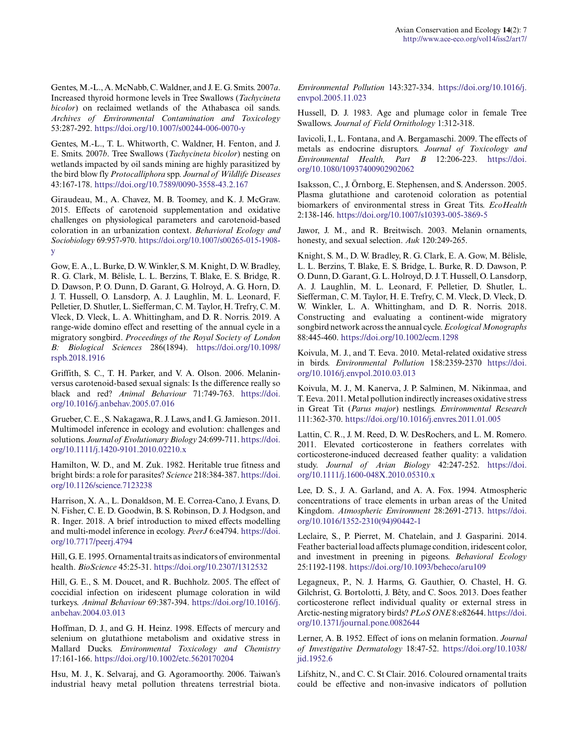Gentes, M.-L., A. McNabb, C. Waldner, and J. E. G. Smits. 2007*a*. Increased thyroid hormone levels in Tree Swallows (*Tachycineta bicolor*) on reclaimed wetlands of the Athabasca oil sands. *Archives of Environmental Contamination and Toxicology* 53:287-292. https://doi.org/10.1007/s00244-006-0070-y

Gentes, M.-L., T. L. Whitworth, C. Waldner, H. Fenton, and J. E. Smits. 2007*b*. Tree Swallows (*Tachycineta bicolor*) nesting on wetlands impacted by oil sands mining are highly parasitized by the bird blow fly *Protocalliphora* spp. *Journal of Wildlife Diseases* 43:167-178. https://doi.org/10.7589/0090-3558-43.2.167

Giraudeau, M., A. Chavez, M. B. Toomey, and K. J. McGraw. 2015. Effects of carotenoid supplementation and oxidative challenges on physiological parameters and carotenoid-based coloration in an urbanization context. *Behavioral Ecology and Sociobiology* 69:957-970. https://doi.org/10.1007/s00265-015-1908-y

Gow, E. A., L. Burke, D. W. Winkler, S. M. Knight, D. W. Bradley, R. G. Clark, M. Bélisle, L. L. Berzins, T. Blake, E. S. Bridge, R. D. Dawson, P. O. Dunn, D. Garant, G. Holroyd, A. G. Horn, D. J. T. Hussell, O. Lansdorp, A. J. Laughlin, M. L. Leonard, F. Pelletier, D. Shutler, L. Siefferman, C. M. Taylor, H. Trefry, C. M. Vleck, D. Vleck, L. A. Whittingham, and D. R. Norris. 2019. A range-wide domino effect and resetting of the annual cycle in a migratory songbird. *Proceedings of the Royal Society of London B: Biological Sciences* 286(1894). https://doi.org/10.1098/rspb.2018.1916

Griffith, S. C., T. H. Parker, and V. A. Olson. 2006. Melanin- versus carotenoid-based sexual signals: Is the difference really so black and red? *Animal Behaviour* 71:749-763. https://doi.org/10.1016/j.anbehav.2005.07.016

Grueber, C. E., S. Nakagawa, R. J. Laws, and I. G. Jamieson. 2011. Multimodel inference in ecology and evolution: challenges and solutions. *Journal of Evolutionary Biology* 24:699-711. https://doi.org/10.1111/j.1420-9101.2010.02210.x

Hamilton, W. D., and M. Zuk. 1982. Heritable true fitness and bright birds: a role for parasites? *Science* 218:384-387. https://doi.org/10.1126/science.7123238

Harrison, X. A., L. Donaldson, M. E. Correa-Cano, J. Evans, D. N. Fisher, C. E. D. Goodwin, B. S. Robinson, D. J. Hodgson, and R. Inger. 2018. A brief introduction to mixed effects modelling and multi-model inference in ecology. *PeerJ* 6:e4794. https://doi.org/10.7717/peerj.4794

Hill, G. E. 1995. Ornamental traits as indicators of environmental health. *BioScience* 45:25-31. https://doi.org/10.2307/1312532

Hill, G. E., S. M. Doucet, and R. Buchholz. 2005. The effect of coccidial infection on iridescent plumage coloration in wild turkeys. *Animal Behaviour* 69:387-394. https://doi.org/10.1016/j.anbehav.2004.03.013

Hoffman, D. J., and G. H. Heinz. 1998. Effects of mercury and selenium on glutathione metabolism and oxidative stress in Mallard Ducks. *Environmental Toxicology and Chemistry* 17:161-166. https://doi.org/10.1002/etc.5620170204

Hsu, M. J., K. Selvaraj, and G. Agoramoorthy. 2006. Taiwan's industrial heavy metal pollution threatens terrestrial biota. *Environmental Pollution* 143:327-334. https://doi.org/10.1016/j.envpol.2005.11.023

Hussell, D. J. 1983. Age and plumage color in female Tree Swallows. *Journal of Field Ornithology* 1:312-318.

Iavicoli, I., L. Fontana, and A. Bergamaschi. 2009. The effects of metals as endocrine disruptors. *Journal of Toxicology and Environmental Health, Part B* 12:206-223. https://doi.org/10.1080/10937400902902062

Isaksson, C., J. Örnborg, E. Stephensen, and S. Andersson. 2005. Plasma glutathione and carotenoid coloration as potential biomarkers of environmental stress in Great Tits. *EcoHealth* 2:138-146. https://doi.org/10.1007/s10393-005-3869-5

Jawor, J. M., and R. Breitwisch. 2003. Melanin ornaments, honesty, and sexual selection. *Auk* 120:249-265.

Knight, S. M., D. W. Bradley, R. G. Clark, E. A. Gow, M. Bélisle, L. L. Berzins, T. Blake, E. S. Bridge, L. Burke, R. D. Dawson, P. O. Dunn, D. Garant, G. L. Holroyd, D. J. T. Hussell, O. Lansdorp, A. J. Laughlin, M. L. Leonard, F. Pelletier, D. Shutler, L. Siefferman, C. M. Taylor, H. E. Trefry, C. M. Vleck, D. Vleck, D. W. Winkler, L. A. Whittingham, and D. R. Norris. 2018. Constructing and evaluating a continent-wide migratory songbird network across the annual cycle. *Ecological Monographs* 88:445-460. https://doi.org/10.1002/ecm.1298

Koivula, M. J., and T. Eeva. 2010. Metal-related oxidative stress in birds. *Environmental Pollution* 158:2359-2370 https://doi.org/10.1016/j.envpol.2010.03.013

Koivula, M. J., M. Kanerva, J. P. Salminen, M. Nikinmaa, and T. Eeva. 2011. Metal pollution indirectly increases oxidative stress in Great Tit (*Parus major*) nestlings. *Environmental Research* 111:362-370. https://doi.org/10.1016/j.envres.2011.01.005

Lattin, C. R., J. M. Reed, D. W. DesRochers, and L. M. Romero. 2011. Elevated corticosterone in feathers correlates with corticosterone-induced decreased feather quality: a validation study. *Journal of Avian Biology* 42:247-252. https://doi.org/10.1111/j.1600-048X.2010.05310.x

Lee, D. S., J. A. Garland, and A. A. Fox. 1994. Atmospheric concentrations of trace elements in urban areas of the United Kingdom. *Atmospheric Environment* 28:2691-2713. https://doi.org/10.1016/1352-2310(94)90442-1

Leclaire, S., P. Pierret, M. Chatelain, and J. Gasparini. 2014. Feather bacterial load affects plumage condition, iridescent color, and investment in preening in pigeons. *Behavioral Ecology* 25:1192-1198. https://doi.org/10.1093/beheco/aru109

Legagneux, P., N. J. Harms, G. Gauthier, O. Chastel, H. G. Gilchrist, G. Bortolotti, J. Bêty, and C. Soos. 2013. Does feather corticosterone reflect individual quality or external stress in Arctic-nesting migratory birds? *PLoS ONE* 8:e82644. https://doi.org/10.1371/journal.pone.0082644

Lerner, A. B. 1952. Effect of ions on melanin formation. *Journal of Investigative Dermatology* 18:47-52. https://doi.org/10.1038/jid.1952.6

Lifshitz, N., and C. C. St Clair. 2016. Coloured ornamental traits could be effective and non-invasive indicators of pollution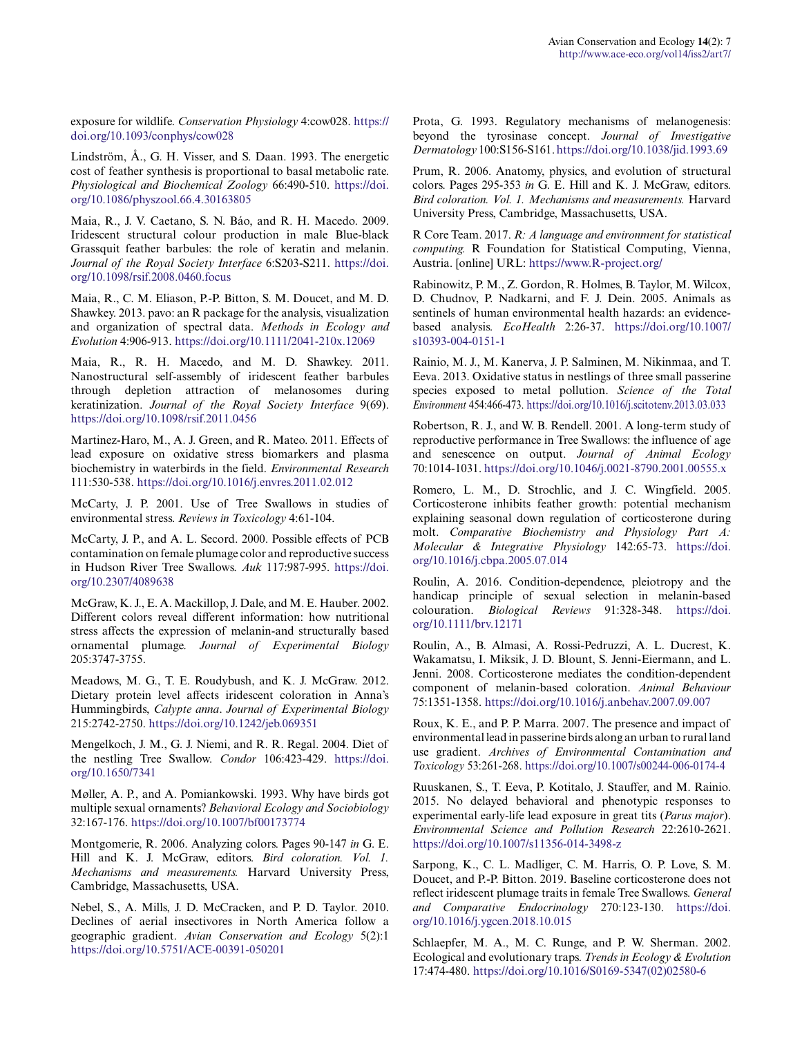exposure for wildlife. *Conservation Physiology* 4:cow028. https://doi.org/10.1093/conphys/cow028

Lindström, Å., G. H. Visser, and S. Daan. 1993. The energetic cost of feather synthesis is proportional to basal metabolic rate. *Physiological and Biochemical Zoology* 66:490-510. https://doi.org/10.1086/physzool.66.4.30163805

Maia, R., J. V. Caetano, S. N. Báo, and R. H. Macedo. 2009. Iridescent structural colour production in male Blue-black Grassquit feather barbules: the role of keratin and melanin. *Journal of the Royal Society Interface* 6:S203-S211. https://doi.org/10.1098/rsif.2008.0460.focus

Maia, R., C. M. Eliason, P.-P. Bitton, S. M. Doucet, and M. D. Shawkey. 2013. pavo: an R package for the analysis, visualization and organization of spectral data. *Methods in Ecology and Evolution* 4:906-913. https://doi.org/10.1111/2041-210x.12069

Maia, R., R. H. Macedo, and M. D. Shawkey. 2011. Nanostructural self-assembly of iridescent feather barbules through depletion attraction of melanosomes during keratinization. *Journal of the Royal Society Interface* 9(69). https://doi.org/10.1098/rsif.2011.0456

Martinez-Haro, M., A. J. Green, and R. Mateo. 2011. Effects of lead exposure on oxidative stress biomarkers and plasma biochemistry in waterbirds in the field. *Environmental Research* 111:530-538. https://doi.org/10.1016/j.envres.2011.02.012

McCarty, J. P. 2001. Use of Tree Swallows in studies of environmental stress. *Reviews in Toxicology* 4:61-104.

McCarty, J. P., and A. L. Secord. 2000. Possible effects of PCB contamination on female plumage color and reproductive success in Hudson River Tree Swallows. *Auk* 117:987-995. https://doi.org/10.2307/4089638

McGraw, K. J., E. A. Mackillop, J. Dale, and M. E. Hauber. 2002. Different colors reveal different information: how nutritional stress affects the expression of melanin-and structurally based ornamental plumage. *Journal of Experimental Biology* 205:3747-3755.

Meadows, M. G., T. E. Roudybush, and K. J. McGraw. 2012. Dietary protein level affects iridescent coloration in Anna's Hummingbirds, *Calypte anna*. *Journal of Experimental Biology* 215:2742-2750. https://doi.org/10.1242/jeb.069351

Mengelkoch, J. M., G. J. Niemi, and R. R. Regal. 2004. Diet of the nestling Tree Swallow. *Condor* 106:423-429. https://doi.org/10.1650/7341

Møller, A. P., and A. Pomiankowski. 1993. Why have birds got multiple sexual ornaments? *Behavioral Ecology and Sociobiology* 32:167-176. https://doi.org/10.1007/bf00173774

Montgomerie, R. 2006. Analyzing colors. Pages 90-147 *in* G. E. Hill and K. J. McGraw, editors. *Bird coloration. Vol. 1. Mechanisms and measurements.* Harvard University Press, Cambridge, Massachusetts, USA.

Nebel, S., A. Mills, J. D. McCracken, and P. D. Taylor. 2010. Declines of aerial insectivores in North America follow a geographic gradient. *Avian Conservation and Ecology* 5(2):1 https://doi.org/10.5751/ACE-00391-050201

Prota, G. 1993. Regulatory mechanisms of melanogenesis: beyond the tyrosinase concept. *Journal of Investigative Dermatology* 100:S156-S161. https://doi.org/10.1038/jid.1993.69

Prum, R. 2006. Anatomy, physics, and evolution of structural colors. Pages 295-353 *in* G. E. Hill and K. J. McGraw, editors. *Bird coloration. Vol. 1. Mechanisms and measurements.* Harvard University Press, Cambridge, Massachusetts, USA.

R Core Team. 2017. *R: A language and environment for statistical computing.* R Foundation for Statistical Computing, Vienna, Austria. [online] URL: https://www.R-project.org/

Rabinowitz, P. M., Z. Gordon, R. Holmes, B. Taylor, M. Wilcox, D. Chudnov, P. Nadkarni, and F. J. Dein. 2005. Animals as sentinels of human environmental health hazards: an evidence-based analysis. *EcoHealth* 2:26-37. https://doi.org/10.1007/s10393-004-0151-1

Rainio, M. J., M. Kanerva, J. P. Salminen, M. Nikinmaa, and T. Eeva. 2013. Oxidative status in nestlings of three small passerine species exposed to metal pollution. *Science of the Total Environment* 454:466-473. https://doi.org/10.1016/j.scitotenv.2013.03.033

Robertson, R. J., and W. B. Rendell. 2001. A long-term study of reproductive performance in Tree Swallows: the influence of age and senescence on output. *Journal of Animal Ecology* 70:1014-1031. https://doi.org/10.1046/j.0021-8790.2001.00555.x

Romero, L. M., D. Strochlic, and J. C. Wingfield. 2005. Corticosterone inhibits feather growth: potential mechanism explaining seasonal down regulation of corticosterone during molt. *Comparative Biochemistry and Physiology Part A: Molecular & Integrative Physiology* 142:65-73. https://doi.org/10.1016/j.cbpa.2005.07.014

Roulin, A. 2016. Condition-dependence, pleiotropy and the handicap principle of sexual selection in melanin-based colouration. *Biological Reviews* 91:328-348. https://doi.org/10.1111/brv.12171

Roulin, A., B. Almasi, A. Rossi-Pedruzzi, A. L. Ducrest, K. Wakamatsu, I. Miksik, J. D. Blount, S. Jenni-Eiermann, and L. Jenni. 2008. Corticosterone mediates the condition-dependent component of melanin-based coloration. *Animal Behaviour* 75:1351-1358. https://doi.org/10.1016/j.anbehav.2007.09.007

Roux, K. E., and P. P. Marra. 2007. The presence and impact of environmental lead in passerine birds along an urban to rural land use gradient. *Archives of Environmental Contamination and Toxicology* 53:261-268. https://doi.org/10.1007/s00244-006-0174-4

Ruuskanen, S., T. Eeva, P. Kotitalo, J. Stauffer, and M. Rainio. 2015. No delayed behavioral and phenotypic responses to experimental early-life lead exposure in great tits (*Parus major*). *Environmental Science and Pollution Research* 22:2610-2621. https://doi.org/10.1007/s11356-014-3498-z

Sarpong, K., C. L. Madliger, C. M. Harris, O. P. Love, S. M. Doucet, and P.-P. Bitton. 2019. Baseline corticosterone does not reflect iridescent plumage traits in female Tree Swallows. *General and Comparative Endocrinology* 270:123-130. https://doi.org/10.1016/j.ygcen.2018.10.015

Schlaepfer, M. A., M. C. Runge, and P. W. Sherman. 2002. Ecological and evolutionary traps. *Trends in Ecology & Evolution* 17:474-480. https://doi.org/10.1016/S0169-5347(02)02580-6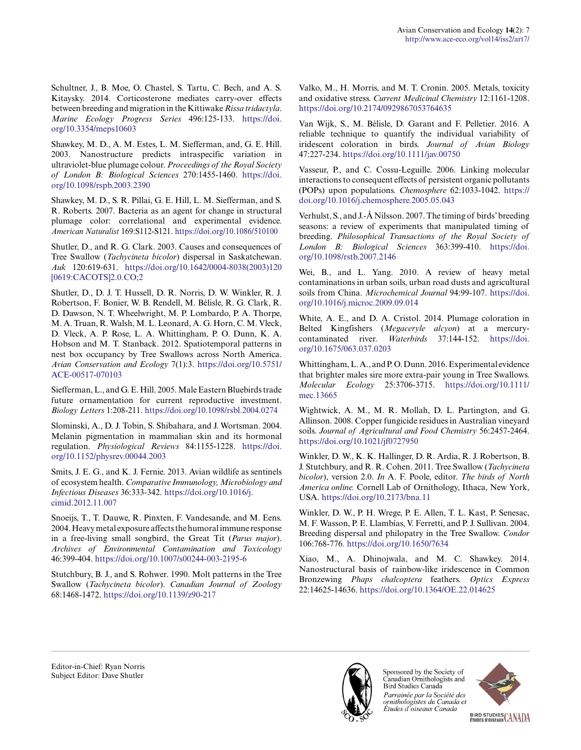Schultner, J., B. Moe, O. Chastel, S. Tartu, C. Bech, and A. S. Kitaysky. 2014. Corticosterone mediates carry-over effects between breeding and migration in the Kittiwake *Rissa tridactyla*. *Marine Ecology Progress Series* 496:125-133. https://doi.org/10.3354/meps10603

Shawkey, M. D., A. M. Estes, L. M. Siefferman, and, G. E. Hill. 2003. Nanostructure predicts intraspecific variation in ultraviolet-blue plumage colour. *Proceedings of the Royal Society of London B: Biological Sciences* 270:1455-1460. https://doi.org/10.1098/rspb.2003.2390

Shawkey, M. D., S. R. Pillai, G. E. Hill, L. M. Siefferman, and S. R. Roberts. 2007. Bacteria as an agent for change in structural plumage color: correlational and experimental evidence. *American Naturalist* 169:S112-S121. https://doi.org/10.1086/510100

Shutler, D., and R. G. Clark. 2003. Causes and consequences of Tree Swallow (*Tachycineta bicolor*) dispersal in Saskatchewan. *Auk* 120:619-631. https://doi.org/10.1642/0004-8038(2003)120[0619:CACOTS]2.0.CO;2

Shutler, D., D. J. T. Hussell, D. R. Norris, D. W. Winkler, R. J. Robertson, F. Bonier, W. B. Rendell, M. Bélisle, R. G. Clark, R. D. Dawson, N. T. Wheelwright, M. P. Lombardo, P. A. Thorpe, M. A. Truan, R. Walsh, M. L. Leonard, A. G. Horn, C. M. Vleck, D. Vleck, A. P. Rose, L. A. Whittingham, P. O. Dunn, K. A. Hobson and M. T. Stanback. 2012. Spatiotemporal patterns in nest box occupancy by Tree Swallows across North America. *Avian Conservation and Ecology* 7(1):3. https://doi.org/10.5751/ACE-00517-070103

Siefferman, L., and G. E. Hill. 2005. Male Eastern Bluebirds trade future ornamentation for current reproductive investment. *Biology Letters* 1:208-211. https://doi.org/10.1098/rsbl.2004.0274

Slominski, A., D. J. Tobin, S. Shibahara, and J. Wortsman. 2004. Melanin pigmentation in mammalian skin and its hormonal regulation. *Physiological Reviews* 84:1155-1228. https://doi.org/10.1152/physrev.00044.2003

Smits, J. E. G., and K. J. Fernie. 2013. Avian wildlife as sentinels of ecosystem health. *Comparative Immunology, Microbiology and Infectious Diseases* 36:333-342. https://doi.org/10.1016/j.cimid.2012.11.007

Snoeijs, T., T. Dauwe, R. Pinxten, F. Vandesande, and M. Eens. 2004. Heavy metal exposure affects the humoral immune response in a free-living small songbird, the Great Tit (*Parus major*). *Archives of Environmental Contamination and Toxicology* 46:399-404. https://doi.org/10.1007/s00244-003-2195-6

Stutchbury, B. J., and S. Rohwer. 1990. Molt patterns in the Tree Swallow (*Tachycineta bicolor*). *Canadian Journal of Zoology* 68:1468-1472. https://doi.org/10.1139/z90-217

Valko, M., H. Morris, and M. T. Cronin. 2005. Metals, toxicity and oxidative stress. *Current Medicinal Chemistry* 12:1161-1208. https://doi.org/10.2174/0929867053764635

Van Wijk, S., M. Bélisle, D. Garant and F. Pelletier. 2016. A reliable technique to quantify the individual variability of iridescent coloration in birds. *Journal of Avian Biology* 47:227-234. https://doi.org/10.1111/jav.00750

Vasseur, P., and C. Cossu-Leguille. 2006. Linking molecular interactions to consequent effects of persistent organic pollutants (POPs) upon populations. *Chemosphere* 62:1033-1042. https://doi.org/10.1016/j.chemosphere.2005.05.043

Verhulst, S., and J.-Å Nilsson. 2007. The timing of birds' breeding seasons: a review of experiments that manipulated timing of breeding. *Philosophical Transactions of the Royal Society of London B: Biological Sciences* 363:399-410. https://doi.org/10.1098/rstb.2007.2146

Wei, B., and L. Yang. 2010. A review of heavy metal contaminations in urban soils, urban road dusts and agricultural soils from China. *Microchemical Journal* 94:99-107. https://doi.org/10.1016/j.microc.2009.09.014

White, A. E., and D. A. Cristol. 2014. Plumage coloration in Belted Kingfishers (*Megaceryle alcyon*) at a mercury-contaminated river. *Waterbirds* 37:144-152. https://doi.org/10.1675/063.037.0203

Whittingham, L. A., and P. O. Dunn. 2016. Experimental evidence that brighter males sire more extra-pair young in Tree Swallows. *Molecular Ecology* 25:3706-3715. https://doi.org/10.1111/mec.13665

Wightwick, A. M., M. R. Mollah, D. L. Partington, and G. Allinson. 2008. Copper fungicide residues in Australian vineyard soils. *Journal of Agricultural and Food Chemistry* 56:2457-2464. https://doi.org/10.1021/jf0727950

Winkler, D. W., K. K. Hallinger, D. R. Ardia, R. J. Robertson, B. J. Stutchbury, and R. R. Cohen. 2011. Tree Swallow (*Tachycineta bicolor*), version 2.0. *In* A. F. Poole, editor. *The birds of North America online.* Cornell Lab of Ornithology, Ithaca, New York, USA. https://doi.org/10.2173/bna.11

Winkler, D. W., P. H. Wrege, P. E. Allen, T. L. Kast, P. Senesac, M. F. Wasson, P. E. Llambías, V. Ferretti, and P. J. Sullivan. 2004. Breeding dispersal and philopatry in the Tree Swallow. *Condor* 106:768-776. https://doi.org/10.1650/7634

Xiao, M., A. Dhinojwala, and M. C. Shawkey. 2014. Nanostructural basis of rainbow-like iridescence in Common Bronzewing *Phaps chalcoptera* feathers. *Optics Express* 22:14625-14636. https://doi.org/10.1364/OE.22.014625

Editor-in-Chief: Ryan Norris
Subject Editor: Dave Shutler

Sponsored by the Society of Canadian Ornithologists and Bird Studies Canada
*Parrainée par la Société des ornithologistes du Canada et Études d'oiseaux Canada*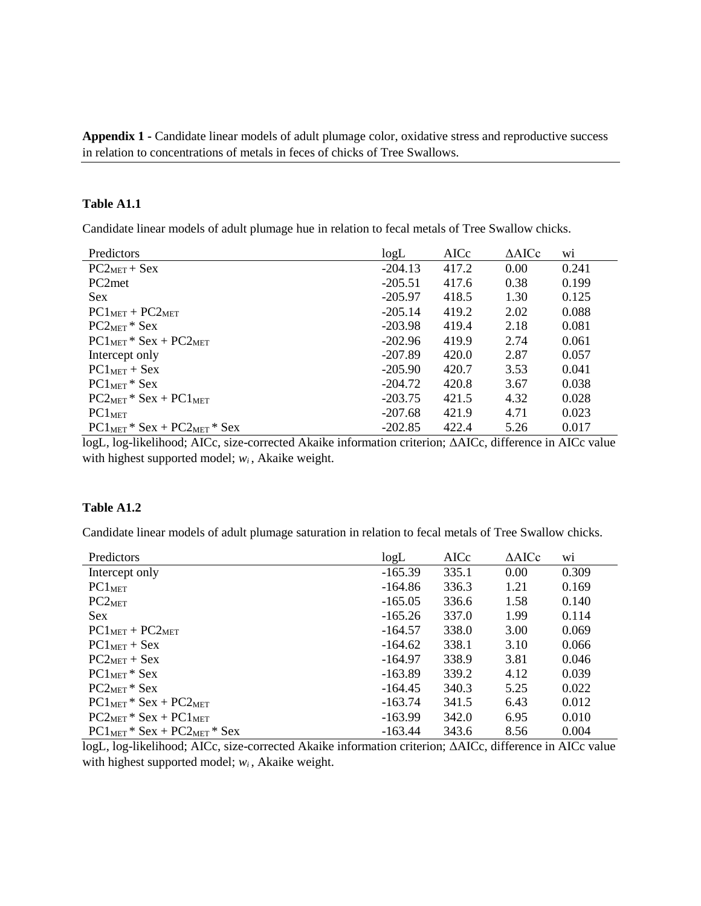**Appendix 1 -** Candidate linear models of adult plumage color, oxidative stress and reproductive success in relation to concentrations of metals in feces of chicks of Tree Swallows.

### Table A1.1

Candidate linear models of adult plumage hue in relation to fecal metals of Tree Swallow chicks.

| Predictors | logL | AICc | ΔAICc | wi |
|---|---|---|---|---|
| $PC2_{MET}$ + Sex | -204.13 | 417.2 | 0.00 | 0.241 |
| PC2met | -205.51 | 417.6 | 0.38 | 0.199 |
| Sex | -205.97 | 418.5 | 1.30 | 0.125 |
| $PC1_{MET}$ + $PC2_{MET}$ | -205.14 | 419.2 | 2.02 | 0.088 |
| $PC2_{MET}$ * Sex | -203.98 | 419.4 | 2.18 | 0.081 |
| $PC1_{MET}$ * Sex + $PC2_{MET}$ | -202.96 | 419.9 | 2.74 | 0.061 |
| Intercept only | -207.89 | 420.0 | 2.87 | 0.057 |
| $PC1_{MET}$ + Sex | -205.90 | 420.7 | 3.53 | 0.041 |
| $PC1_{MET}$ * Sex | -204.72 | 420.8 | 3.67 | 0.038 |
| $PC2_{MET}$ * Sex + $PC1_{MET}$ | -203.75 | 421.5 | 4.32 | 0.028 |
| $PC1_{MET}$ | -207.68 | 421.9 | 4.71 | 0.023 |
| $PC1_{MET}$ * Sex + $PC2_{MET}$ * Sex | -202.85 | 422.4 | 5.26 | 0.017 |

logL, log-likelihood; AICc, size-corrected Akaike information criterion; ΔAICc, difference in AICc value with highest supported model; $w_i$ , Akaike weight.

### Table A1.2

Candidate linear models of adult plumage saturation in relation to fecal metals of Tree Swallow chicks.

| Predictors | logL | AICc | ΔAICc | wi |
|---|---|---|---|---|
| Intercept only | -165.39 | 335.1 | 0.00 | 0.309 |
| $PC1_{MET}$ | -164.86 | 336.3 | 1.21 | 0.169 |
| $PC2_{MET}$ | -165.05 | 336.6 | 1.58 | 0.140 |
| Sex | -165.26 | 337.0 | 1.99 | 0.114 |
| $PC1_{MET}$ + $PC2_{MET}$ | -164.57 | 338.0 | 3.00 | 0.069 |
| $PC1_{MET}$ + Sex | -164.62 | 338.1 | 3.10 | 0.066 |
| $PC2_{MET}$ + Sex | -164.97 | 338.9 | 3.81 | 0.046 |
| $PC1_{MET}$ * Sex | -163.89 | 339.2 | 4.12 | 0.039 |
| $PC2_{MET}$ * Sex | -164.45 | 340.3 | 5.25 | 0.022 |
| $PC1_{MET}$ * Sex + $PC2_{MET}$ | -163.74 | 341.5 | 6.43 | 0.012 |
| $PC2_{MET}$ * Sex + $PC1_{MET}$ | -163.99 | 342.0 | 6.95 | 0.010 |
| $PC1_{MET}$ * Sex + $PC2_{MET}$ * Sex | -163.44 | 343.6 | 8.56 | 0.004 |

logL, log-likelihood; AICc, size-corrected Akaike information criterion; ΔAICc, difference in AICc value with highest supported model; $w_i$ , Akaike weight.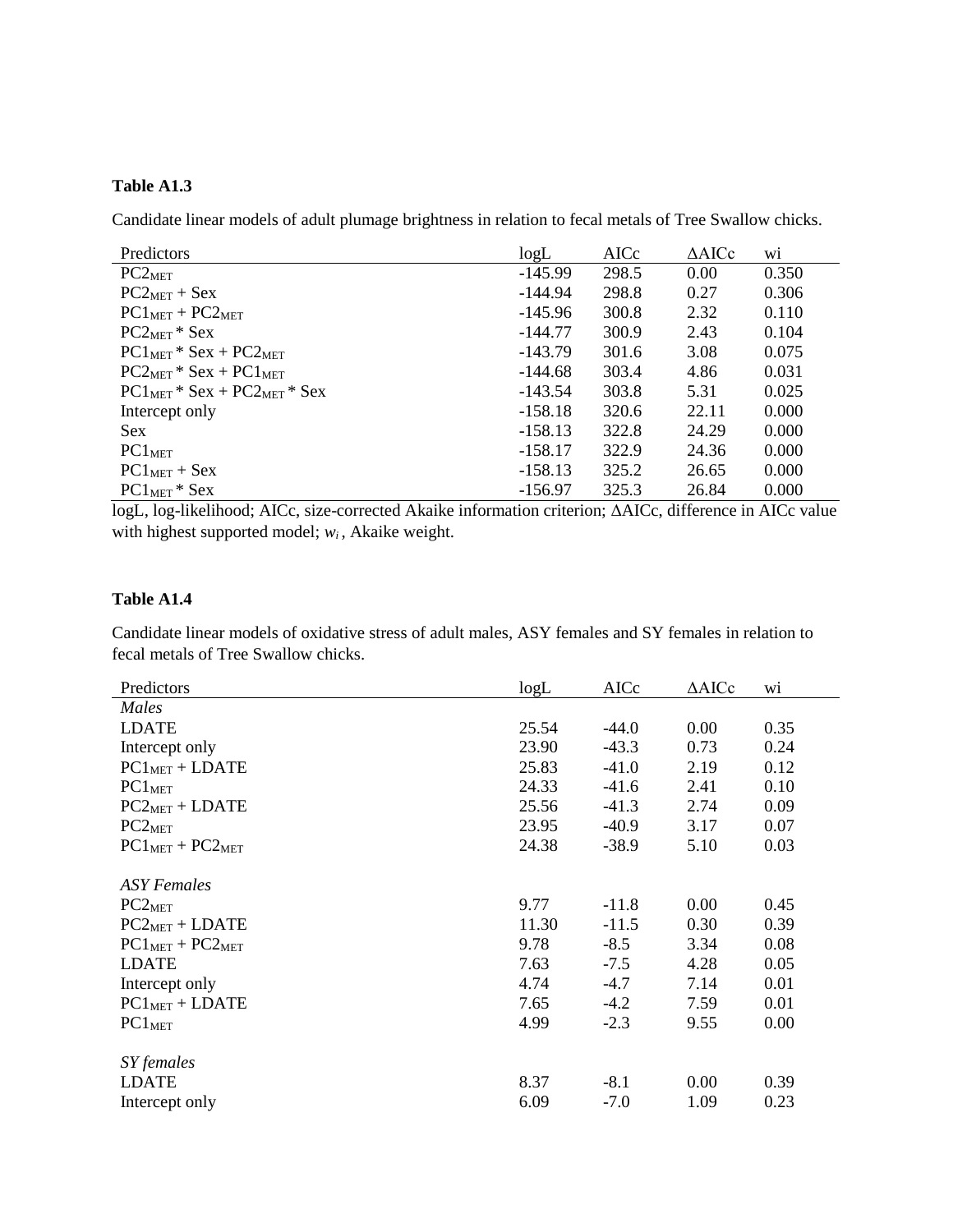**Table A1.3**

Candidate linear models of adult plumage brightness in relation to fecal metals of Tree Swallow chicks.

| Predictors | logL | AICc | ΔAICc | wi |
|---|---|---|---|---|
| $PC2_{MET}$ | -145.99 | 298.5 | 0.00 | 0.350 |
| $PC2_{MET}$ + Sex | -144.94 | 298.8 | 0.27 | 0.306 |
| $PC1_{MET}$ + $PC2_{MET}$ | -145.96 | 300.8 | 2.32 | 0.110 |
| $PC2_{MET}$ * Sex | -144.77 | 300.9 | 2.43 | 0.104 |
| $PC1_{MET}$ * Sex + $PC2_{MET}$ | -143.79 | 301.6 | 3.08 | 0.075 |
| $PC2_{MET}$ * Sex + $PC1_{MET}$ | -144.68 | 303.4 | 4.86 | 0.031 |
| $PC1_{MET}$ * Sex + $PC2_{MET}$ * Sex | -143.54 | 303.8 | 5.31 | 0.025 |
| Intercept only | -158.18 | 320.6 | 22.11 | 0.000 |
| Sex | -158.13 | 322.8 | 24.29 | 0.000 |
| $PC1_{MET}$ | -158.17 | 322.9 | 24.36 | 0.000 |
| $PC1_{MET}$ + Sex | -158.13 | 325.2 | 26.65 | 0.000 |
| $PC1_{MET}$ * Sex | -156.97 | 325.3 | 26.84 | 0.000 |

logL, log-likelihood; AICc, size-corrected Akaike information criterion; ΔAICc, difference in AICc value with highest supported model; $w_i$, Akaike weight.

**Table A1.4**

Candidate linear models of oxidative stress of adult males, ASY females and SY females in relation to fecal metals of Tree Swallow chicks.

| Predictors | logL | AICc | ΔAICc | wi |
|---|---|---|---|---|
| *Males* | | | | |
| LDATE | 25.54 | -44.0 | 0.00 | 0.35 |
| Intercept only | 23.90 | -43.3 | 0.73 | 0.24 |
| $PC1_{MET}$ + LDATE | 25.83 | -41.0 | 2.19 | 0.12 |
| $PC1_{MET}$ | 24.33 | -41.6 | 2.41 | 0.10 |
| $PC2_{MET}$ + LDATE | 25.56 | -41.3 | 2.74 | 0.09 |
| $PC2_{MET}$ | 23.95 | -40.9 | 3.17 | 0.07 |
| $PC1_{MET}$ + $PC2_{MET}$ | 24.38 | -38.9 | 5.10 | 0.03 |
| | | | | |
| *ASY Females* | | | | |
| $PC2_{MET}$ | 9.77 | -11.8 | 0.00 | 0.45 |
| $PC2_{MET}$ + LDATE | 11.30 | -11.5 | 0.30 | 0.39 |
| $PC1_{MET}$ + $PC2_{MET}$ | 9.78 | -8.5 | 3.34 | 0.08 |
| LDATE | 7.63 | -7.5 | 4.28 | 0.05 |
| Intercept only | 4.74 | -4.7 | 7.14 | 0.01 |
| $PC1_{MET}$ + LDATE | 7.65 | -4.2 | 7.59 | 0.01 |
| $PC1_{MET}$ | 4.99 | -2.3 | 9.55 | 0.00 |
| | | | | |
| *SY females* | | | | |
| LDATE | 8.37 | -8.1 | 0.00 | 0.39 |
| Intercept only | 6.09 | -7.0 | 1.09 | 0.23 |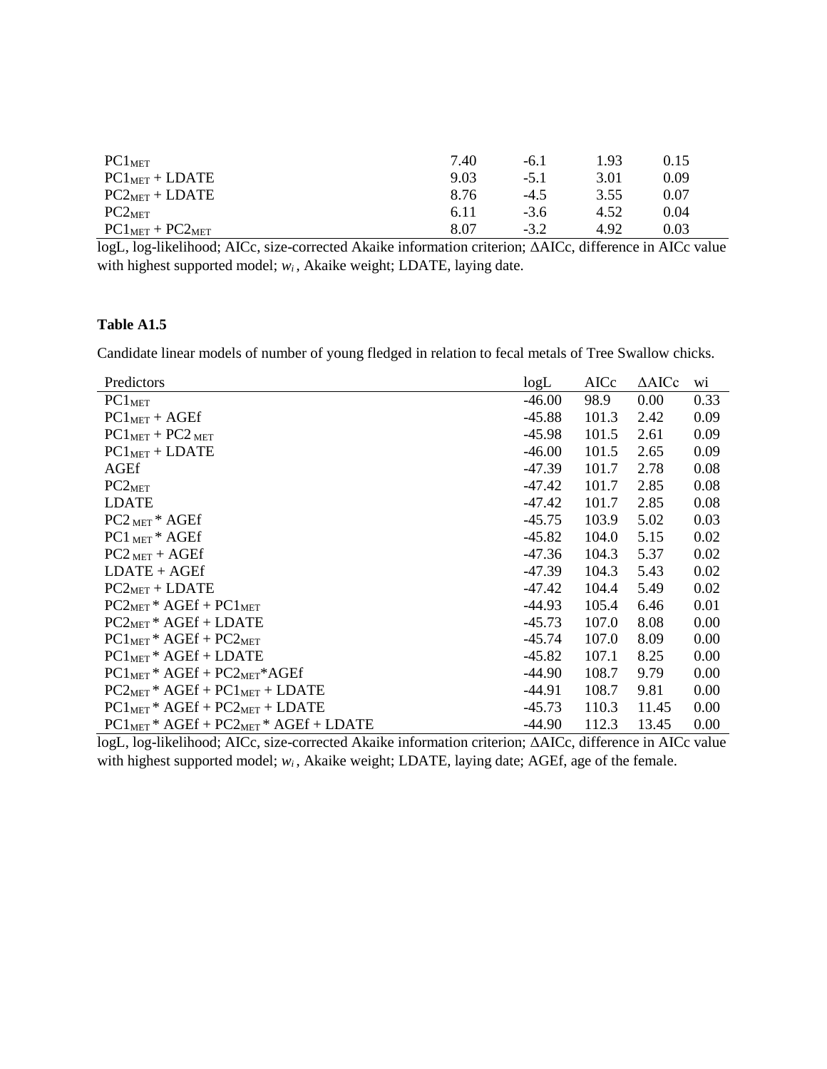| | | | | |
|---|---|---|---|---|
| $PC1_{MET}$ | 7.40 | -6.1 | 1.93 | 0.15 |
| $PC1_{MET}$ + LDATE | 9.03 | -5.1 | 3.01 | 0.09 |
| $PC2_{MET}$ + LDATE | 8.76 | -4.5 | 3.55 | 0.07 |
| $PC2_{MET}$ | 6.11 | -3.6 | 4.52 | 0.04 |
| $PC1_{MET}$ + $PC2_{MET}$ | 8.07 | -3.2 | 4.92 | 0.03 |

logL, log-likelihood; AICc, size-corrected Akaike information criterion; ΔAICc, difference in AICc value with highest supported model; $w_i$ , Akaike weight; LDATE, laying date.

**Table A1.5**

Candidate linear models of number of young fledged in relation to fecal metals of Tree Swallow chicks.

| Predictors | logL | AICc | ΔAICc | wi |
|---|---|---|---|---|
| $PC1_{MET}$ | -46.00 | 98.9 | 0.00 | 0.33 |
| $PC1_{MET}$ + AGEf | -45.88 | 101.3 | 2.42 | 0.09 |
| $PC1_{MET}$ + $PC2_{MET}$ | -45.98 | 101.5 | 2.61 | 0.09 |
| $PC1_{MET}$ + LDATE | -46.00 | 101.5 | 2.65 | 0.09 |
| AGEf | -47.39 | 101.7 | 2.78 | 0.08 |
| $PC2_{MET}$ | -47.42 | 101.7 | 2.85 | 0.08 |
| LDATE | -47.42 | 101.7 | 2.85 | 0.08 |
| $PC2_{MET}$ * AGEf | -45.75 | 103.9 | 5.02 | 0.03 |
| $PC1_{MET}$ * AGEf | -45.82 | 104.0 | 5.15 | 0.02 |
| $PC2_{MET}$ + AGEf | -47.36 | 104.3 | 5.37 | 0.02 |
| LDATE + AGEf | -47.39 | 104.3 | 5.43 | 0.02 |
| $PC2_{MET}$ + LDATE | -47.42 | 104.4 | 5.49 | 0.02 |
| $PC2_{MET}$ * AGEf + $PC1_{MET}$ | -44.93 | 105.4 | 6.46 | 0.01 |
| $PC2_{MET}$ * AGEf + LDATE | -45.73 | 107.0 | 8.08 | 0.00 |
| $PC1_{MET}$ * AGEf + $PC2_{MET}$ | -45.74 | 107.0 | 8.09 | 0.00 |
| $PC1_{MET}$ * AGEf + LDATE | -45.82 | 107.1 | 8.25 | 0.00 |
| $PC1_{MET}$ * AGEf + $PC2_{MET}$*AGEf | -44.90 | 108.7 | 9.79 | 0.00 |
| $PC2_{MET}$ * AGEf + $PC1_{MET}$ + LDATE | -44.91 | 108.7 | 9.81 | 0.00 |
| $PC1_{MET}$ * AGEf + $PC2_{MET}$ + LDATE | -45.73 | 110.3 | 11.45 | 0.00 |
| $PC1_{MET}$ * AGEf + $PC2_{MET}$ * AGEf + LDATE | -44.90 | 112.3 | 13.45 | 0.00 |

logL, log-likelihood; AICc, size-corrected Akaike information criterion; ΔAICc, difference in AICc value with highest supported model; $w_i$ , Akaike weight; LDATE, laying date; AGEf, age of the female.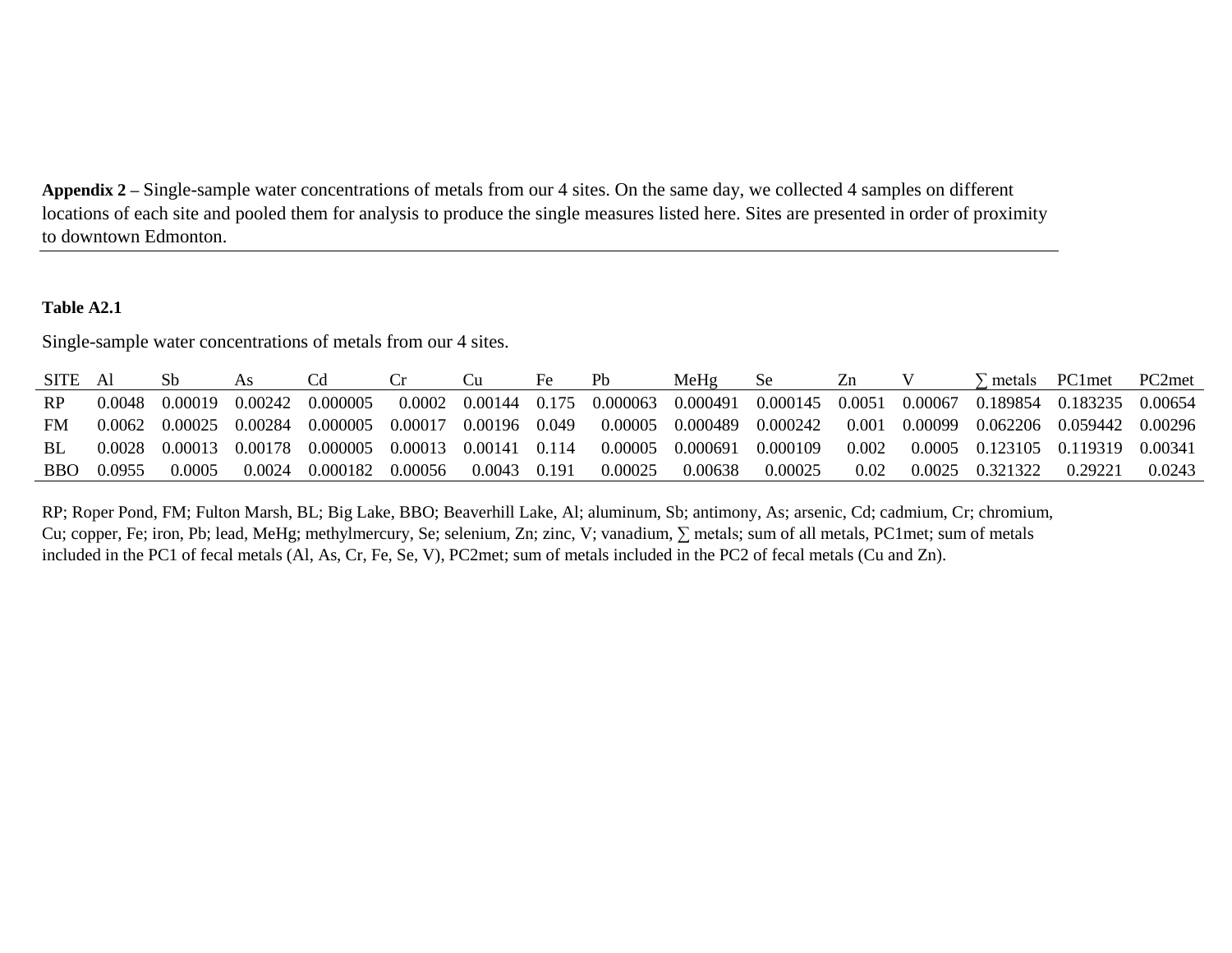**Appendix 2** – Single-sample water concentrations of metals from our 4 sites. On the same day, we collected 4 samples on different locations of each site and pooled them for analysis to produce the single measures listed here. Sites are presented in order of proximity to downtown Edmonton.

**Table A2.1**

Single-sample water concentrations of metals from our 4 sites.

| SITE | Al | Sb | As | Cd | Cr | Cu | Fe | Pb | MeHg | Se | Zn | V | ∑ metals | PC1met | PC2met |
|---|---|---|---|---|---|---|---|---|---|---|---|---|---|---|---|
| RP | 0.0048 | 0.00019 | 0.00242 | 0.000005 | 0.0002 | 0.00144 | 0.175 | 0.000063 | 0.000491 | 0.000145 | 0.0051 | 0.00067 | 0.189854 | 0.183235 | 0.00654 |
| FM | 0.0062 | 0.00025 | 0.00284 | 0.000005 | 0.00017 | 0.00196 | 0.049 | 0.00005 | 0.000489 | 0.000242 | 0.001 | 0.00099 | 0.062206 | 0.059442 | 0.00296 |
| BL | 0.0028 | 0.00013 | 0.00178 | 0.000005 | 0.00013 | 0.00141 | 0.114 | 0.00005 | 0.000691 | 0.000109 | 0.002 | 0.0005 | 0.123105 | 0.119319 | 0.00341 |
| BBO | 0.0955 | 0.0005 | 0.0024 | 0.000182 | 0.00056 | 0.0043 | 0.191 | 0.00025 | 0.00638 | 0.00025 | 0.02 | 0.0025 | 0.321322 | 0.29221 | 0.0243 |

RP; Roper Pond, FM; Fulton Marsh, BL; Big Lake, BBO; Beaverhill Lake, Al; aluminum, Sb; antimony, As; arsenic, Cd; cadmium, Cr; chromium, Cu; copper, Fe; iron, Pb; lead, MeHg; methylmercury, Se; selenium, Zn; zinc, V; vanadium, ∑ metals; sum of all metals, PC1met; sum of metals included in the PC1 of fecal metals (Al, As, Cr, Fe, Se, V), PC2met; sum of metals included in the PC2 of fecal metals (Cu and Zn).